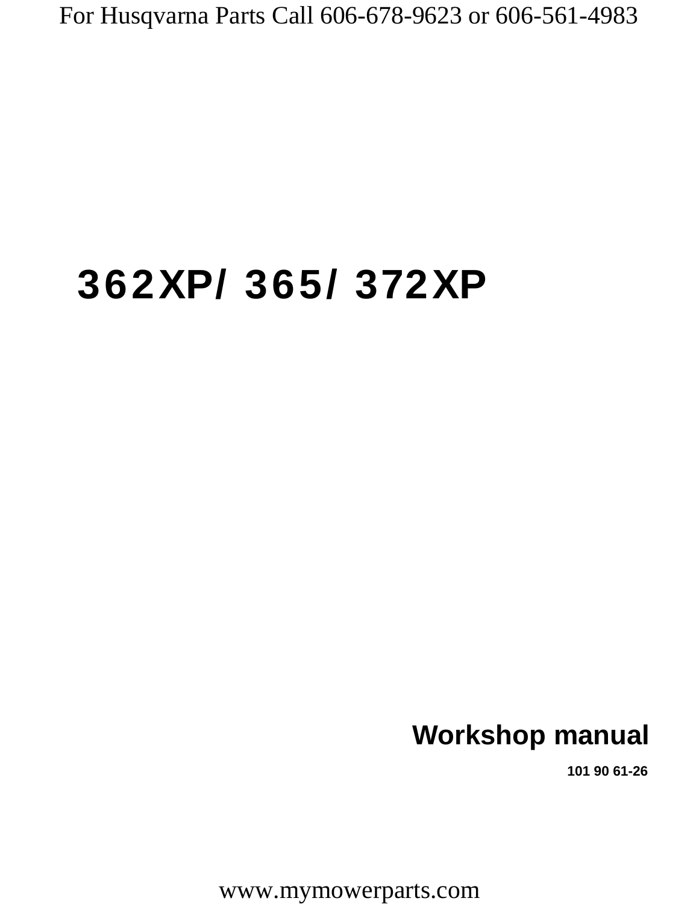For Husqvarna Parts Call 606-678-9623 or 606-561-4983

# 362XP/ 365/ 372XP

## Workshop manual

**101 90 61-26**

www.mymowerparts.com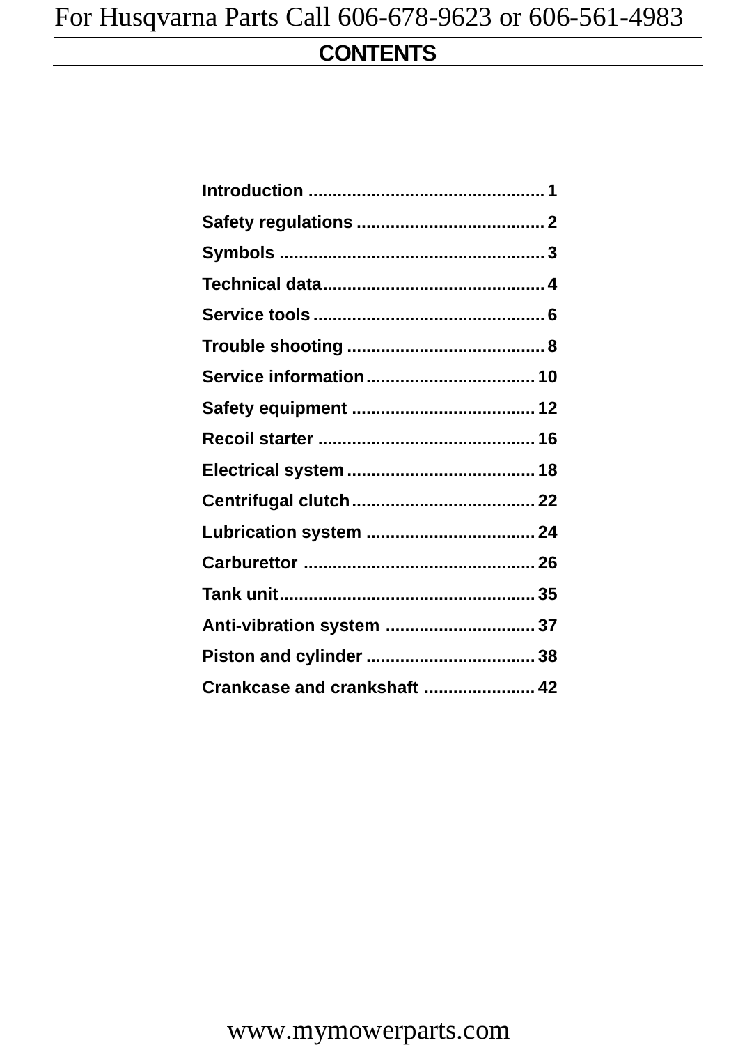# CONTENTS

| | |
|---|---|
| Introduction | 1 |
| Safety regulations | 2 |
| Symbols | 3 |
| Technical data | 4 |
| Service tools | 6 |
| Trouble shooting | 8 |
| Service information | 10 |
| Safety equipment | 12 |
| Recoil starter | 16 |
| Electrical system | 18 |
| Centrifugal clutch | 22 |
| Lubrication system | 24 |
| Carburettor | 26 |
| Tank unit | 35 |
| Anti-vibration system | 37 |
| Piston and cylinder | 38 |
| Crankcase and crankshaft | 42 |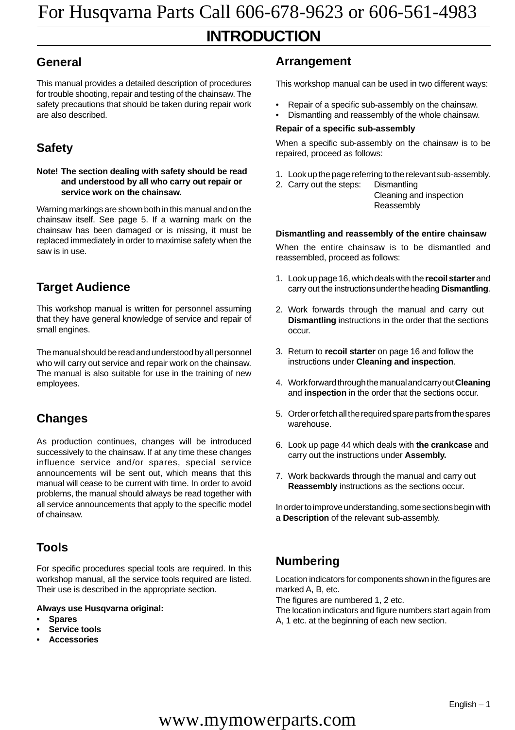# INTRODUCTION

## General

This manual provides a detailed description of procedures for trouble shooting, repair and testing of the chainsaw. The safety precautions that should be taken during repair work are also described.

## Safety

**Note! The section dealing with safety should be read and understood by all who carry out repair or service work on the chainsaw.**

Warning markings are shown both in this manual and on the chainsaw itself. See page 5. If a warning mark on the chainsaw has been damaged or is missing, it must be replaced immediately in order to maximise safety when the saw is in use.

## Target Audience

This workshop manual is written for personnel assuming that they have general knowledge of service and repair of small engines.

The manual should be read and understood by all personnel who will carry out service and repair work on the chainsaw. The manual is also suitable for use in the training of new employees.

## Changes

As production continues, changes will be introduced successively to the chainsaw. If at any time these changes influence service and/or spares, special service announcements will be sent out, which means that this manual will cease to be current with time. In order to avoid problems, the manual should always be read together with all service announcements that apply to the specific model of chainsaw.

## Tools

For specific procedures special tools are required. In this workshop manual, all the service tools required are listed. Their use is described in the appropriate section.

**Always use Husqvarna original:**

- **Spares**
- **Service tools**
- **Accessories**

## Arrangement

This workshop manual can be used in two different ways:

- Repair of a specific sub-assembly on the chainsaw.
- Dismantling and reassembly of the whole chainsaw.

**Repair of a specific sub-assembly**

When a specific sub-assembly on the chainsaw is to be repaired, proceed as follows:

1. Look up the page referring to the relevant sub-assembly.
2. Carry out the steps: Dismantling
   Cleaning and inspection
   Reassembly

**Dismantling and reassembly of the entire chainsaw**

When the entire chainsaw is to be dismantled and reassembled, proceed as follows:

1. Look up page 16, which deals with the **recoil starter** and carry out the instructions under the heading **Dismantling**.
2. Work forwards through the manual and carry out **Dismantling** instructions in the order that the sections occur.
3. Return to **recoil starter** on page 16 and follow the instructions under **Cleaning and inspection**.
4. Work forward through the manual and carry out **Cleaning** and **inspection** in the order that the sections occur.
5. Order or fetch all the required spare parts from the spares warehouse.
6. Look up page 44 which deals with **the crankcase** and carry out the instructions under **Assembly.**
7. Work backwards through the manual and carry out **Reassembly** instructions as the sections occur.

In order to improve understanding, some sections begin with a **Description** of the relevant sub-assembly.

## Numbering

Location indicators for components shown in the figures are marked A, B, etc.
The figures are numbered 1, 2 etc.
The location indicators and figure numbers start again from A, 1 etc. at the beginning of each new section.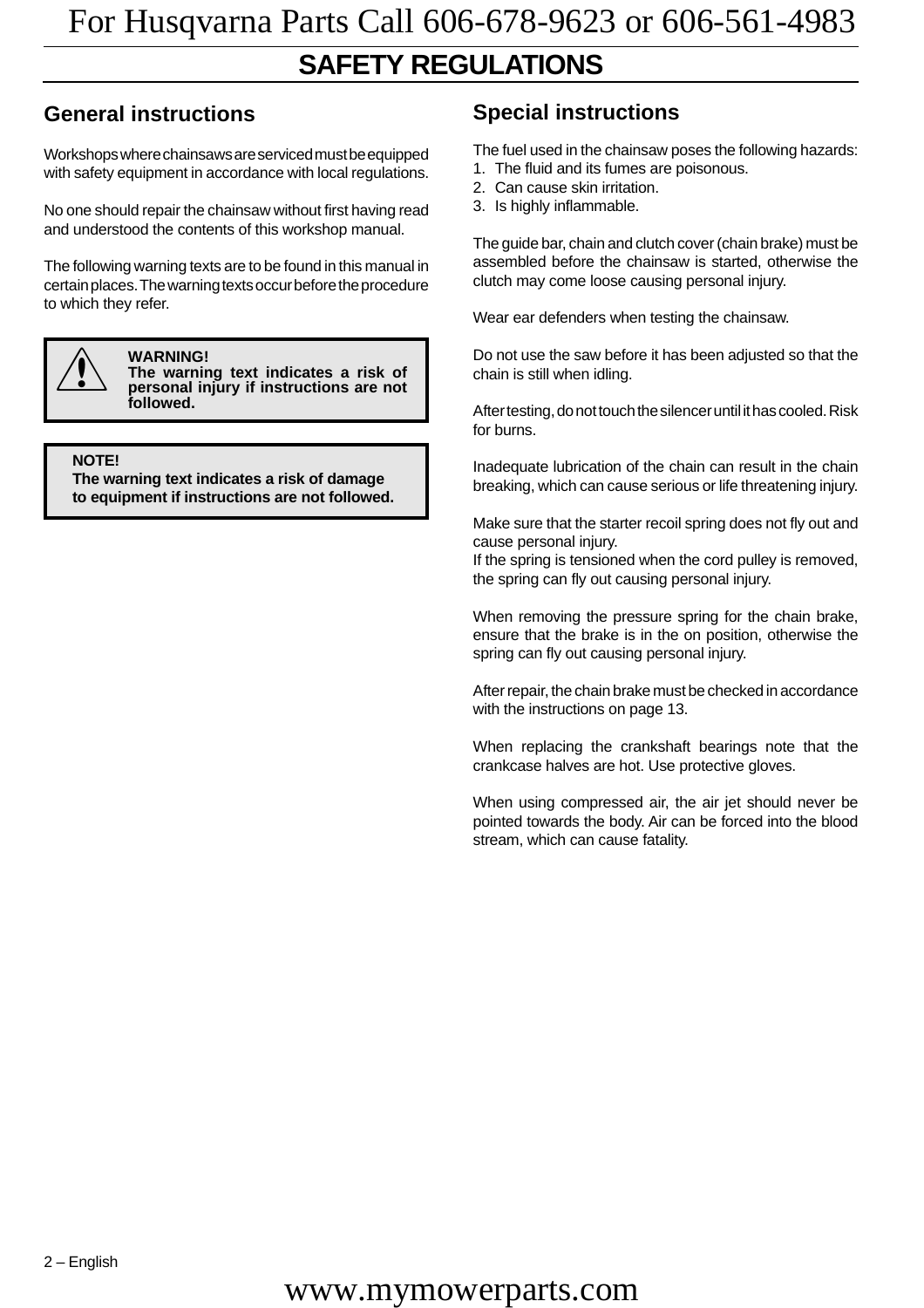# SAFETY REGULATIONS

## General instructions

Workshops where chainsaws are serviced must be equipped with safety equipment in accordance with local regulations.

No one should repair the chainsaw without first having read and understood the contents of this workshop manual.

The following warning texts are to be found in this manual in certain places. The warning texts occur before the procedure to which they refer.

> **WARNING!**
> **The warning text indicates a risk of personal injury if instructions are not followed.**

> **NOTE!**
> **The warning text indicates a risk of damage to equipment if instructions are not followed.**

## Special instructions

The fuel used in the chainsaw poses the following hazards:

1. The fluid and its fumes are poisonous.
2. Can cause skin irritation.
3. Is highly inflammable.

The guide bar, chain and clutch cover (chain brake) must be assembled before the chainsaw is started, otherwise the clutch may come loose causing personal injury.

Wear ear defenders when testing the chainsaw.

Do not use the saw before it has been adjusted so that the chain is still when idling.

After testing, do not touch the silencer until it has cooled. Risk for burns.

Inadequate lubrication of the chain can result in the chain breaking, which can cause serious or life threatening injury.

Make sure that the starter recoil spring does not fly out and cause personal injury.
If the spring is tensioned when the cord pulley is removed, the spring can fly out causing personal injury.

When removing the pressure spring for the chain brake, ensure that the brake is in the on position, otherwise the spring can fly out causing personal injury.

After repair, the chain brake must be checked in accordance with the instructions on page 13.

When replacing the crankshaft bearings note that the crankcase halves are hot. Use protective gloves.

When using compressed air, the air jet should never be pointed towards the body. Air can be forced into the blood stream, which can cause fatality.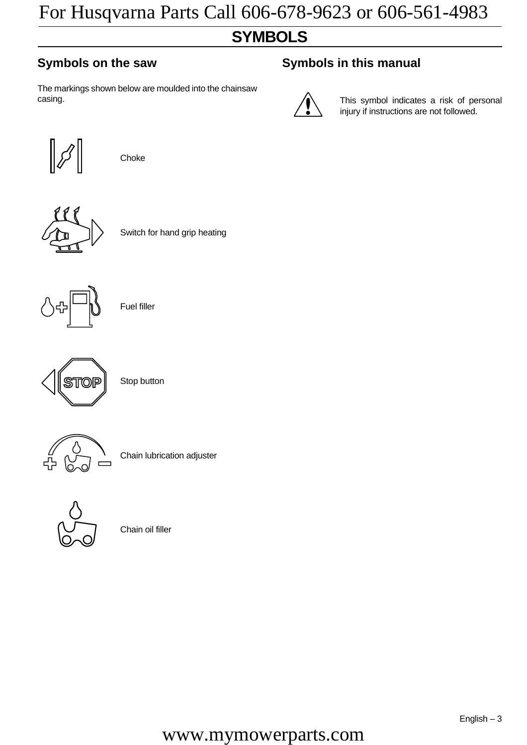# SYMBOLS

## Symbols on the saw

The markings shown below are moulded into the chainsaw casing.

Choke

Switch for hand grip heating

Fuel filler

Stop button

Chain lubrication adjuster

Chain oil filler

## Symbols in this manual

This symbol indicates a risk of personal injury if instructions are not followed.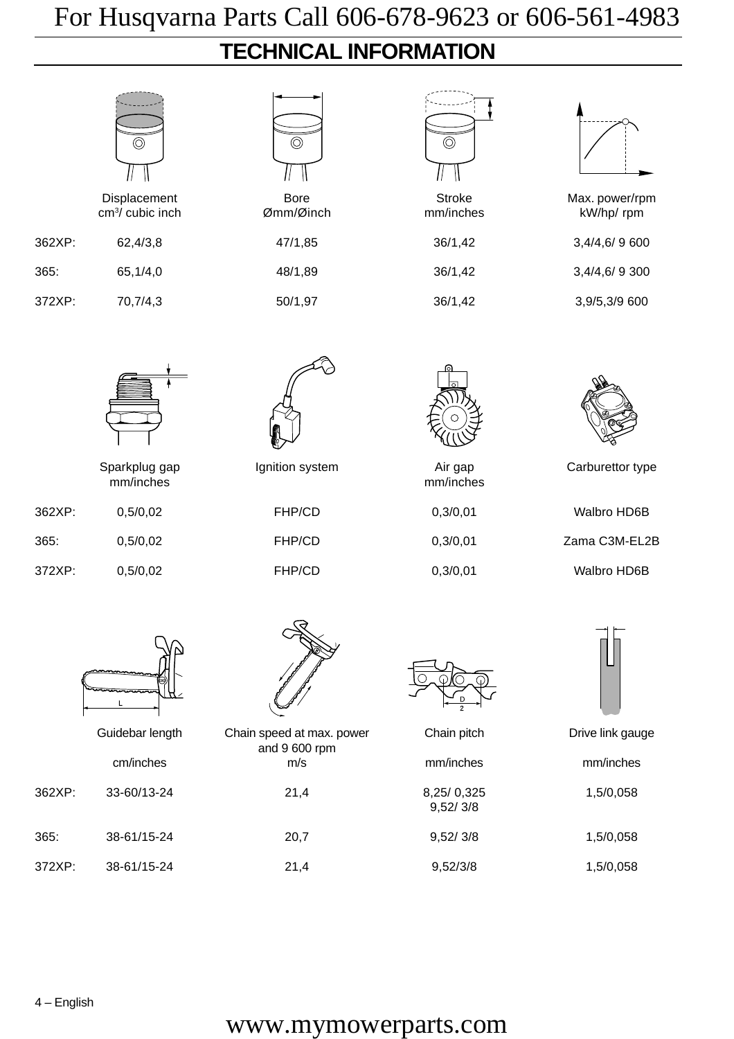# TECHNICAL INFORMATION

| | Displacement cm³/ cubic inch | Bore Ømm/Øinch | Stroke mm/inches | Max. power/rpm kW/hp/ rpm |
|---|---|---|---|---|
| 362XP: | 62,4/3,8 | 47/1,85 | 36/1,42 | 3,4/4,6/ 9 600 |
| 365: | 65,1/4,0 | 48/1,89 | 36/1,42 | 3,4/4,6/ 9 300 |
| 372XP: | 70,7/4,3 | 50/1,97 | 36/1,42 | 3,9/5,3/9 600 |

| | Sparkplug gap mm/inches | Ignition system | Air gap mm/inches | Carburettor type |
|---|---|---|---|---|
| 362XP: | 0,5/0,02 | FHP/CD | 0,3/0,01 | Walbro HD6B |
| 365: | 0,5/0,02 | FHP/CD | 0,3/0,01 | Zama C3M-EL2B |
| 372XP: | 0,5/0,02 | FHP/CD | 0,3/0,01 | Walbro HD6B |

| | Guidebar length cm/inches | Chain speed at max. power and 9 600 rpm m/s | Chain pitch mm/inches | Drive link gauge mm/inches |
|---|---|---|---|---|
| 362XP: | 33-60/13-24 | 21,4 | 8,25/ 0,325<br>9,52/ 3/8 | 1,5/0,058 |
| 365: | 38-61/15-24 | 20,7 | 9,52/ 3/8 | 1,5/0,058 |
| 372XP: | 38-61/15-24 | 21,4 | 9,52/3/8 | 1,5/0,058 |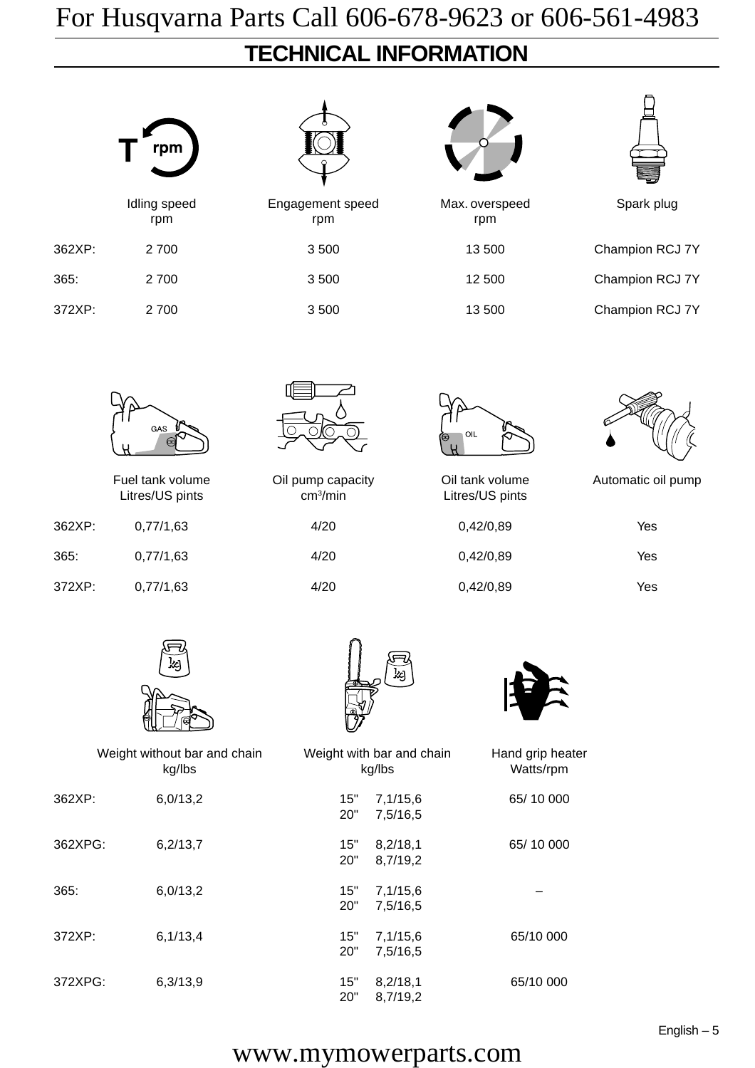## TECHNICAL INFORMATION

| | Idling speed rpm | Engagement speed rpm | Max. overspeed rpm | Spark plug |
|---|---|---|---|---|
| 362XP: | 2 700 | 3 500 | 13 500 | Champion RCJ 7Y |
| 365: | 2 700 | 3 500 | 12 500 | Champion RCJ 7Y |
| 372XP: | 2 700 | 3 500 | 13 500 | Champion RCJ 7Y |

| | Fuel tank volume Litres/US pints | Oil pump capacity $cm^3$/min | Oil tank volume Litres/US pints | Automatic oil pump |
|---|---|---|---|---|
| 362XP: | 0,77/1,63 | 4/20 | 0,42/0,89 | Yes |
| 365: | 0,77/1,63 | 4/20 | 0,42/0,89 | Yes |
| 372XP: | 0,77/1,63 | 4/20 | 0,42/0,89 | Yes |

| | Weight without bar and chain kg/lbs | Weight with bar and chain kg/lbs | Hand grip heater Watts/rpm |
|---|---|---|---|
| 362XP: | 6,0/13,2 | 15" 7,1/15,6<br>20" 7,5/16,5 | 65/ 10 000 |
| 362XPG: | 6,2/13,7 | 15" 8,2/18,1<br>20" 8,7/19,2 | 65/ 10 000 |
| 365: | 6,0/13,2 | 15" 7,1/15,6<br>20" 7,5/16,5 | – |
| 372XP: | 6,1/13,4 | 15" 7,1/15,6<br>20" 7,5/16,5 | 65/10 000 |
| 372XPG: | 6,3/13,9 | 15" 8,2/18,1<br>20" 8,7/19,2 | 65/10 000 |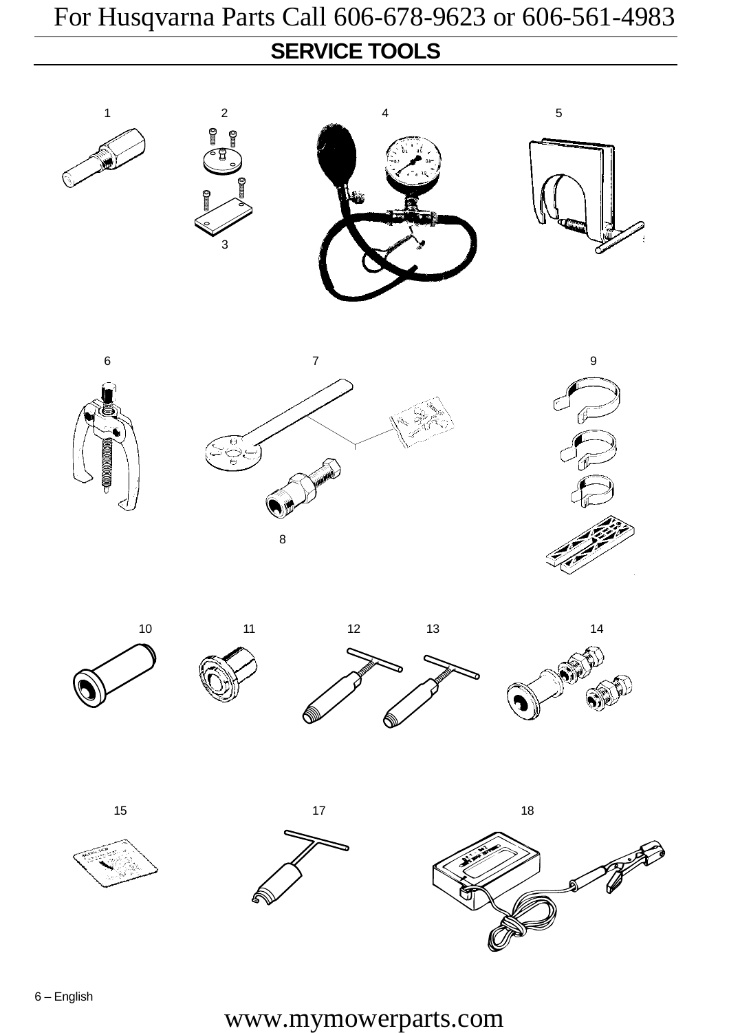## SERVICE TOOLS

1 2 4 5

3

6 7 9

8

10 11 12 13 14

15 17 18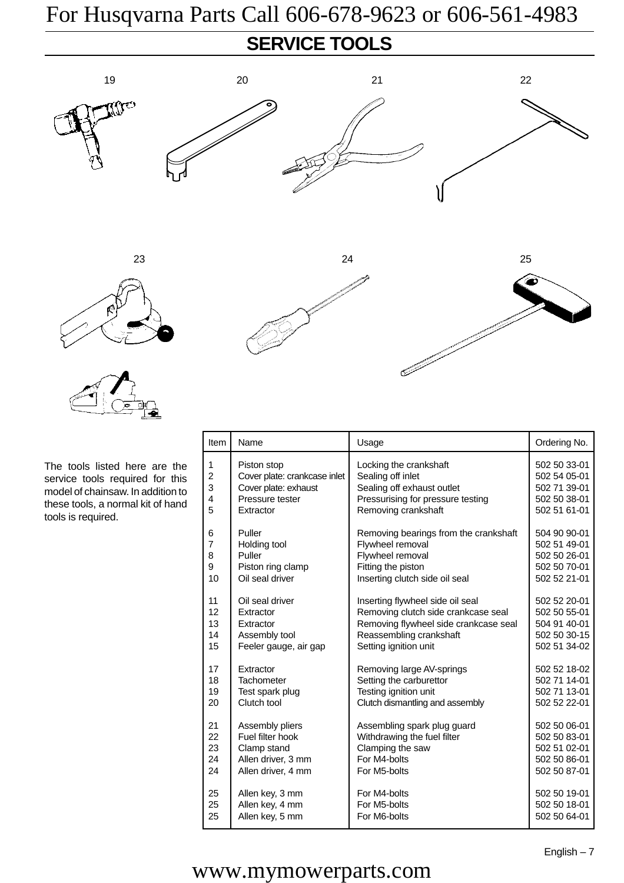## SERVICE TOOLS

19 20 21 22

23 24 25

The tools listed here are the service tools required for this model of chainsaw. In addition to these tools, a normal kit of hand tools is required.

| Item | Name | Usage | Ordering No. |
|---|---|---|---|
| 1 | Piston stop | Locking the crankshaft | 502 50 33-01 |
| 2 | Cover plate: crankcase inlet | Sealing off inlet | 502 54 05-01 |
| 3 | Cover plate: exhaust | Sealing off exhaust outlet | 502 71 39-01 |
| 4 | Pressure tester | Pressurising for pressure testing | 502 50 38-01 |
| 5 | Extractor | Removing crankshaft | 502 51 61-01 |
| 6 | Puller | Removing bearings from the crankshaft | 504 90 90-01 |
| 7 | Holding tool | Flywheel removal | 502 51 49-01 |
| 8 | Puller | Flywheel removal | 502 50 26-01 |
| 9 | Piston ring clamp | Fitting the piston | 502 50 70-01 |
| 10 | Oil seal driver | Inserting clutch side oil seal | 502 52 21-01 |
| 11 | Oil seal driver | Inserting flywheel side oil seal | 502 52 20-01 |
| 12 | Extractor | Removing clutch side crankcase seal | 502 50 55-01 |
| 13 | Extractor | Removing flywheel side crankcase seal | 504 91 40-01 |
| 14 | Assembly tool | Reassembling crankshaft | 502 50 30-15 |
| 15 | Feeler gauge, air gap | Setting ignition unit | 502 51 34-02 |
| 17 | Extractor | Removing large AV-springs | 502 52 18-02 |
| 18 | Tachometer | Setting the carburettor | 502 71 14-01 |
| 19 | Test spark plug | Testing ignition unit | 502 71 13-01 |
| 20 | Clutch tool | Clutch dismantling and assembly | 502 52 22-01 |
| 21 | Assembly pliers | Assembling spark plug guard | 502 50 06-01 |
| 22 | Fuel filter hook | Withdrawing the fuel filter | 502 50 83-01 |
| 23 | Clamp stand | Clamping the saw | 502 51 02-01 |
| 24 | Allen driver, 3 mm | For M4-bolts | 502 50 86-01 |
| 24 | Allen driver, 4 mm | For M5-bolts | 502 50 87-01 |
| 25 | Allen key, 3 mm | For M4-bolts | 502 50 19-01 |
| 25 | Allen key, 4 mm | For M5-bolts | 502 50 18-01 |
| 25 | Allen key, 5 mm | For M6-bolts | 502 50 64-01 |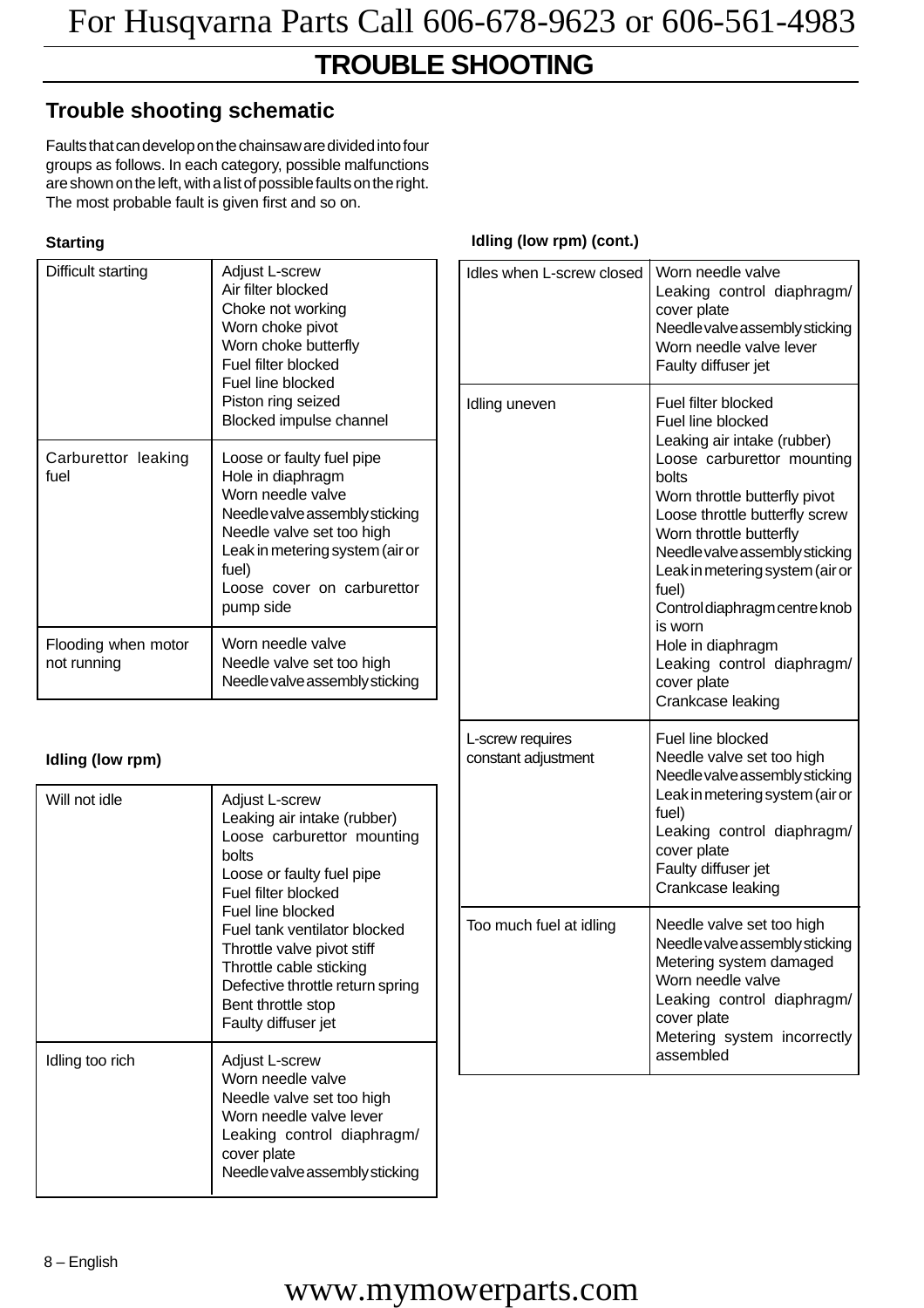# TROUBLE SHOOTING

## Trouble shooting schematic

Faults that can develop on the chainsaw are divided into four groups as follows. In each category, possible malfunctions are shown on the left, with a list of possible faults on the right. The most probable fault is given first and so on.

### Starting

| | |
|---|---|
| Difficult starting | Adjust L-screw<br>Air filter blocked<br>Choke not working<br>Worn choke pivot<br>Worn choke butterfly<br>Fuel filter blocked<br>Fuel line blocked<br>Piston ring seized<br>Blocked impulse channel |
| Carburettor leaking fuel | Loose or faulty fuel pipe<br>Hole in diaphragm<br>Worn needle valve<br>Needle valve assembly sticking<br>Needle valve set too high<br>Leak in metering system (air or fuel)<br>Loose cover on carburettor pump side |
| Flooding when motor not running | Worn needle valve<br>Needle valve set too high<br>Needle valve assembly sticking |

### Idling (low rpm)

| | |
|---|---|
| Will not idle | Adjust L-screw<br>Leaking air intake (rubber)<br>Loose carburettor mounting bolts<br>Loose or faulty fuel pipe<br>Fuel filter blocked<br>Fuel line blocked<br>Fuel tank ventilator blocked<br>Throttle valve pivot stiff<br>Throttle cable sticking<br>Defective throttle return spring<br>Bent throttle stop<br>Faulty diffuser jet |
| Idling too rich | Adjust L-screw<br>Worn needle valve<br>Needle valve set too high<br>Worn needle valve lever<br>Leaking control diaphragm/ cover plate<br>Needle valve assembly sticking |

### Idling (low rpm) (cont.)

| | |
|---|---|
| Idles when L-screw closed | Worn needle valve<br>Leaking control diaphragm/ cover plate<br>Needle valve assembly sticking<br>Worn needle valve lever<br>Faulty diffuser jet |
| Idling uneven | Fuel filter blocked<br>Fuel line blocked<br>Leaking air intake (rubber)<br>Loose carburettor mounting bolts<br>Worn throttle butterfly pivot<br>Loose throttle butterfly screw<br>Worn throttle butterfly<br>Needle valve assembly sticking<br>Leak in metering system (air or fuel)<br>Control diaphragm centre knob is worn<br>Hole in diaphragm<br>Leaking control diaphragm/ cover plate<br>Crankcase leaking |
| L-screw requires constant adjustment | Fuel line blocked<br>Needle valve set too high<br>Needle valve assembly sticking<br>Leak in metering system (air or fuel)<br>Leaking control diaphragm/ cover plate<br>Faulty diffuser jet<br>Crankcase leaking |
| Too much fuel at idling | Needle valve set too high<br>Needle valve assembly sticking<br>Metering system damaged<br>Worn needle valve<br>Leaking control diaphragm/ cover plate<br>Metering system incorrectly assembled |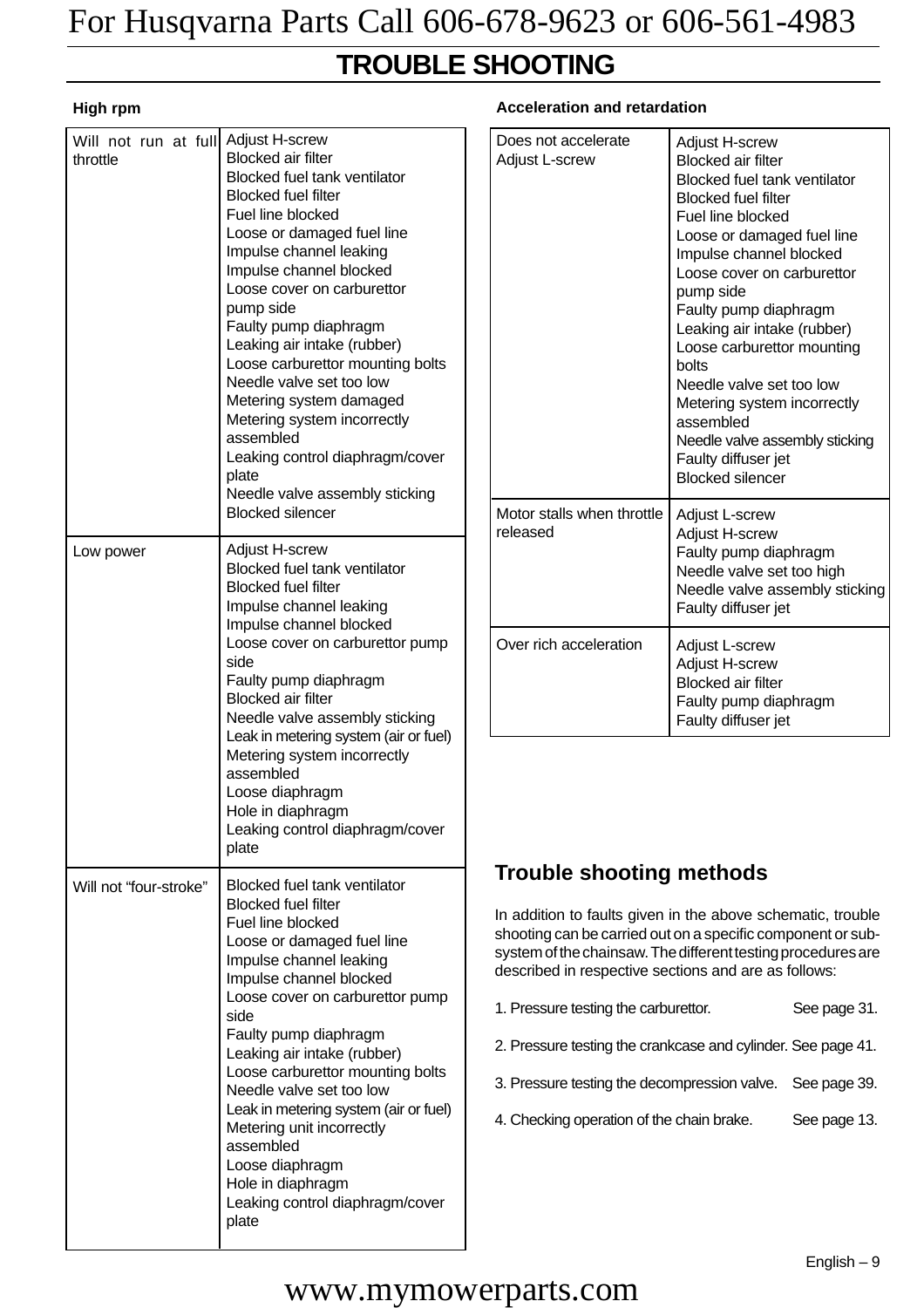// TROUBLE SHOOTING

# TROUBLE SHOOTING

### High rpm

| | |
|---|---|
| Will not run at full throttle | Adjust H-screw<br>Blocked air filter<br>Blocked fuel tank ventilator<br>Blocked fuel filter<br>Fuel line blocked<br>Loose or damaged fuel line<br>Impulse channel leaking<br>Impulse channel blocked<br>Loose cover on carburettor pump side<br>Faulty pump diaphragm<br>Leaking air intake (rubber)<br>Loose carburettor mounting bolts<br>Needle valve set too low<br>Metering system damaged<br>Metering system incorrectly assembled<br>Leaking control diaphragm/cover plate<br>Needle valve assembly sticking<br>Blocked silencer |
| Low power | Adjust H-screw<br>Blocked fuel tank ventilator<br>Blocked fuel filter<br>Impulse channel leaking<br>Impulse channel blocked<br>Loose cover on carburettor pump side<br>Faulty pump diaphragm<br>Blocked air filter<br>Needle valve assembly sticking<br>Leak in metering system (air or fuel)<br>Metering system incorrectly assembled<br>Loose diaphragm<br>Hole in diaphragm<br>Leaking control diaphragm/cover plate |
| Will not "four-stroke" | Blocked fuel tank ventilator<br>Blocked fuel filter<br>Fuel line blocked<br>Loose or damaged fuel line<br>Impulse channel leaking<br>Impulse channel blocked<br>Loose cover on carburettor pump side<br>Faulty pump diaphragm<br>Leaking air intake (rubber)<br>Loose carburettor mounting bolts<br>Needle valve set too low<br>Leak in metering system (air or fuel)<br>Metering unit incorrectly assembled<br>Loose diaphragm<br>Hole in diaphragm<br>Leaking control diaphragm/cover plate |

### Acceleration and retardation

| | |
|---|---|
| Does not accelerate<br>Adjust L-screw | Adjust H-screw<br>Blocked air filter<br>Blocked fuel tank ventilator<br>Blocked fuel filter<br>Fuel line blocked<br>Loose or damaged fuel line<br>Impulse channel blocked<br>Loose cover on carburettor pump side<br>Faulty pump diaphragm<br>Leaking air intake (rubber)<br>Loose carburettor mounting bolts<br>Needle valve set too low<br>Metering system incorrectly assembled<br>Needle valve assembly sticking<br>Faulty diffuser jet<br>Blocked silencer |
| Motor stalls when throttle released | Adjust L-screw<br>Adjust H-screw<br>Faulty pump diaphragm<br>Needle valve set too high<br>Needle valve assembly sticking<br>Faulty diffuser jet |
| Over rich acceleration | Adjust L-screw<br>Adjust H-screw<br>Blocked air filter<br>Faulty pump diaphragm<br>Faulty diffuser jet |

## Trouble shooting methods

In addition to faults given in the above schematic, trouble shooting can be carried out on a specific component or sub-system of the chainsaw. The different testing procedures are described in respective sections and are as follows:

1. Pressure testing the carburettor. See page 31.

2. Pressure testing the crankcase and cylinder. See page 41.

3. Pressure testing the decompression valve. See page 39.

4. Checking operation of the chain brake. See page 13.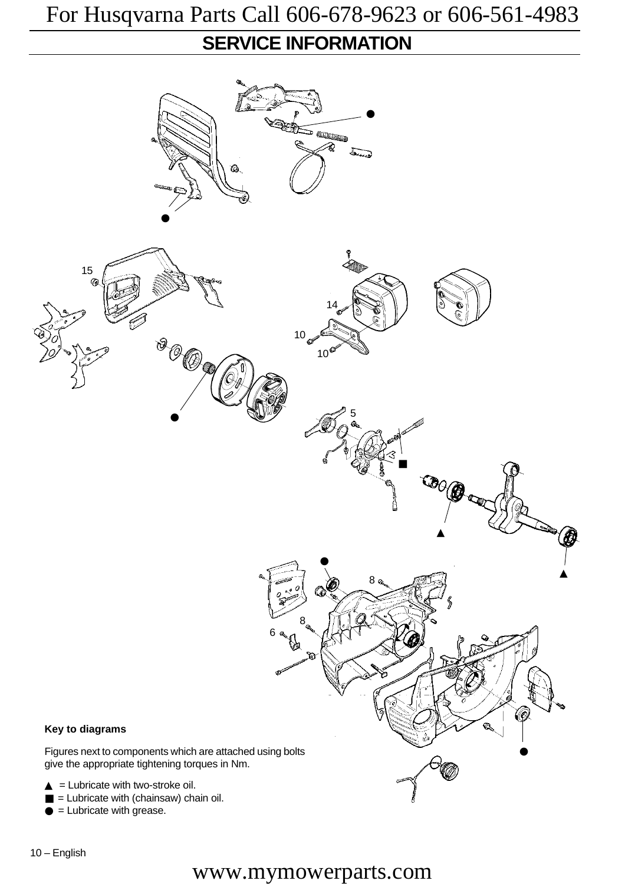## SERVICE INFORMATION

**Key to diagrams**

Figures next to components which are attached using bolts give the appropriate tightening torques in Nm.

▲ = Lubricate with two-stroke oil.

■ = Lubricate with (chainsaw) chain oil.

● = Lubricate with grease.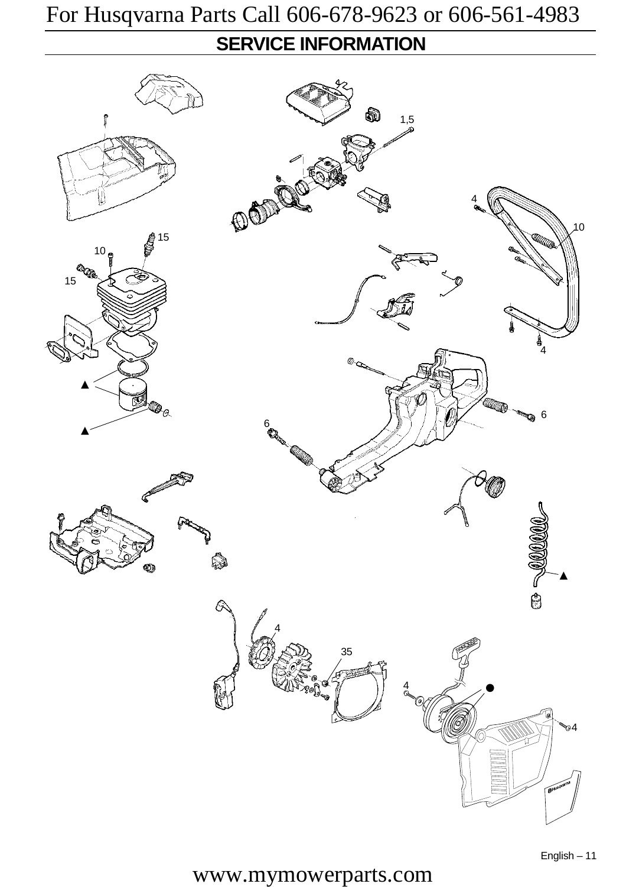## SERVICE INFORMATION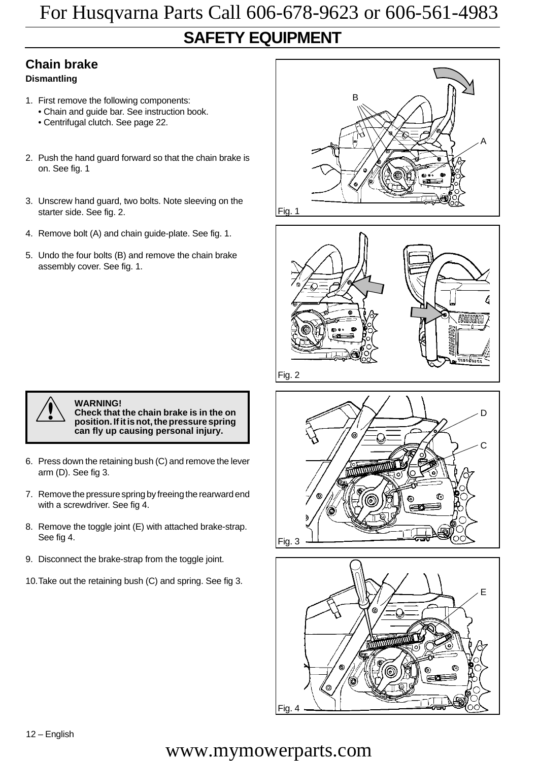## SAFETY EQUIPMENT

### Chain brake

**Dismantling**

1. First remove the following components:
   - Chain and guide bar. See instruction book.
   - Centrifugal clutch. See page 22.
2. Push the hand guard forward so that the chain brake is on. See fig. 1
3. Unscrew hand guard, two bolts. Note sleeving on the starter side. See fig. 2.
4. Remove bolt (A) and chain guide-plate. See fig. 1.
5. Undo the four bolts (B) and remove the chain brake assembly cover. See fig. 1.

> **WARNING!**
> **Check that the chain brake is in the on position. If it is not, the pressure spring can fly up causing personal injury.**

6. Press down the retaining bush (C) and remove the lever arm (D). See fig 3.
7. Remove the pressure spring by freeing the rearward end with a screwdriver. See fig 4.
8. Remove the toggle joint (E) with attached brake-strap. See fig 4.
9. Disconnect the brake-strap from the toggle joint.
10. Take out the retaining bush (C) and spring. See fig 3.

Fig. 1

Fig. 2

Fig. 3

Fig. 4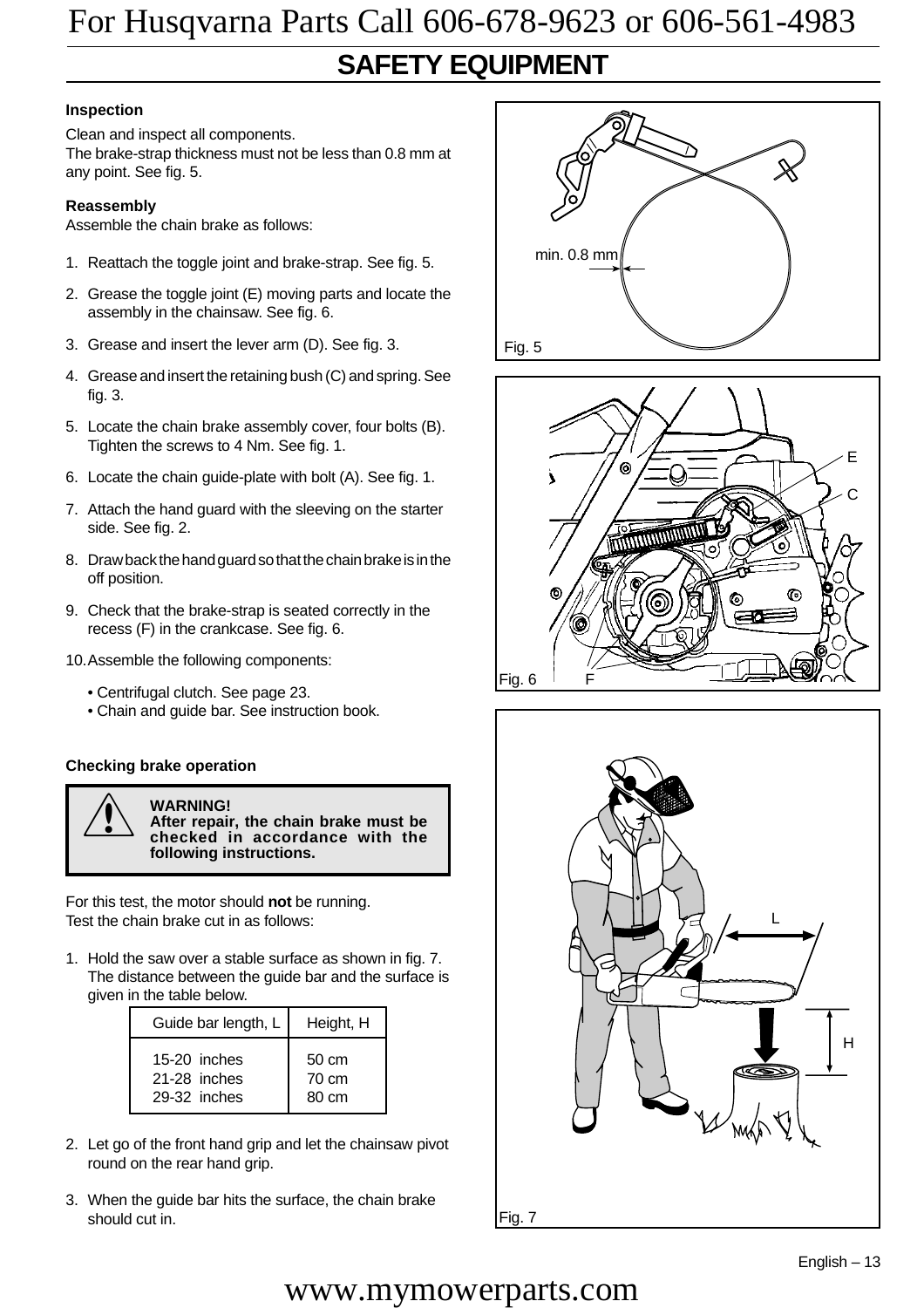# SAFETY EQUIPMENT

**Inspection**

Clean and inspect all components.
The brake-strap thickness must not be less than 0.8 mm at any point. See fig. 5.

**Reassembly**

Assemble the chain brake as follows:

1. Reattach the toggle joint and brake-strap. See fig. 5.
2. Grease the toggle joint (E) moving parts and locate the assembly in the chainsaw. See fig. 6.
3. Grease and insert the lever arm (D). See fig. 3.
4. Grease and insert the retaining bush (C) and spring. See fig. 3.
5. Locate the chain brake assembly cover, four bolts (B). Tighten the screws to 4 Nm. See fig. 1.
6. Locate the chain guide-plate with bolt (A). See fig. 1.
7. Attach the hand guard with the sleeving on the starter side. See fig. 2.
8. Draw back the hand guard so that the chain brake is in the off position.
9. Check that the brake-strap is seated correctly in the recess (F) in the crankcase. See fig. 6.
10. Assemble the following components:
    - Centrifugal clutch. See page 23.
    - Chain and guide bar. See instruction book.

**Checking brake operation**

> **WARNING!**
> **After repair, the chain brake must be checked in accordance with the following instructions.**

For this test, the motor should **not** be running.
Test the chain brake cut in as follows:

1. Hold the saw over a stable surface as shown in fig. 7. The distance between the guide bar and the surface is given in the table below.

| Guide bar length, L | Height, H |
|---|---|
| 15-20 inches | 50 cm |
| 21-28 inches | 70 cm |
| 29-32 inches | 80 cm |

2. Let go of the front hand grip and let the chainsaw pivot round on the rear hand grip.
3. When the guide bar hits the surface, the chain brake should cut in.

min. 0.8 mm

Fig. 5

E

C

Fig. 6 F

L

H

Fig. 7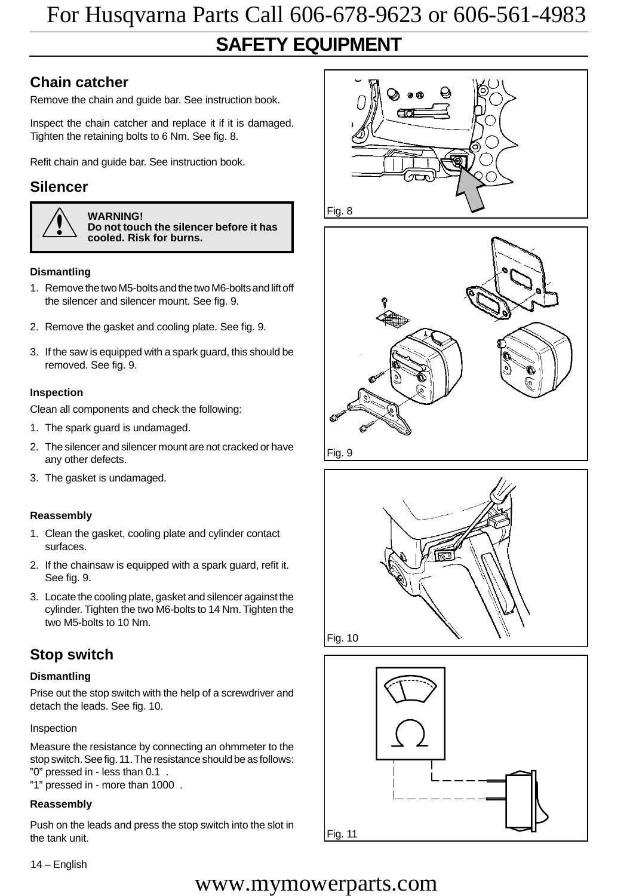# SAFETY EQUIPMENT

## Chain catcher

Remove the chain and guide bar. See instruction book.

Inspect the chain catcher and replace it if it is damaged. Tighten the retaining bolts to 6 Nm. See fig. 8.

Refit chain and guide bar. See instruction book.

## Silencer

**WARNING!**
**Do not touch the silencer before it has cooled. Risk for burns.**

### Dismantling

1. Remove the two M5-bolts and the two M6-bolts and lift off the silencer and silencer mount. See fig. 9.
2. Remove the gasket and cooling plate. See fig. 9.
3. If the saw is equipped with a spark guard, this should be removed. See fig. 9.

### Inspection

Clean all components and check the following:

1. The spark guard is undamaged.
2. The silencer and silencer mount are not cracked or have any other defects.
3. The gasket is undamaged.

### Reassembly

1. Clean the gasket, cooling plate and cylinder contact surfaces.
2. If the chainsaw is equipped with a spark guard, refit it. See fig. 9.
3. Locate the cooling plate, gasket and silencer against the cylinder. Tighten the two M6-bolts to 14 Nm. Tighten the two M5-bolts to 10 Nm.

## Stop switch

### Dismantling

Prise out the stop switch with the help of a screwdriver and detach the leads. See fig. 10.

Inspection

Measure the resistance by connecting an ohmmeter to the stop switch. See fig. 11. The resistance should be as follows:
”0” pressed in - less than 0.1 .
”1” pressed in - more than 1000 .

### Reassembly

Push on the leads and press the stop switch into the slot in the tank unit.

Fig. 8

Fig. 9

Fig. 10

Fig. 11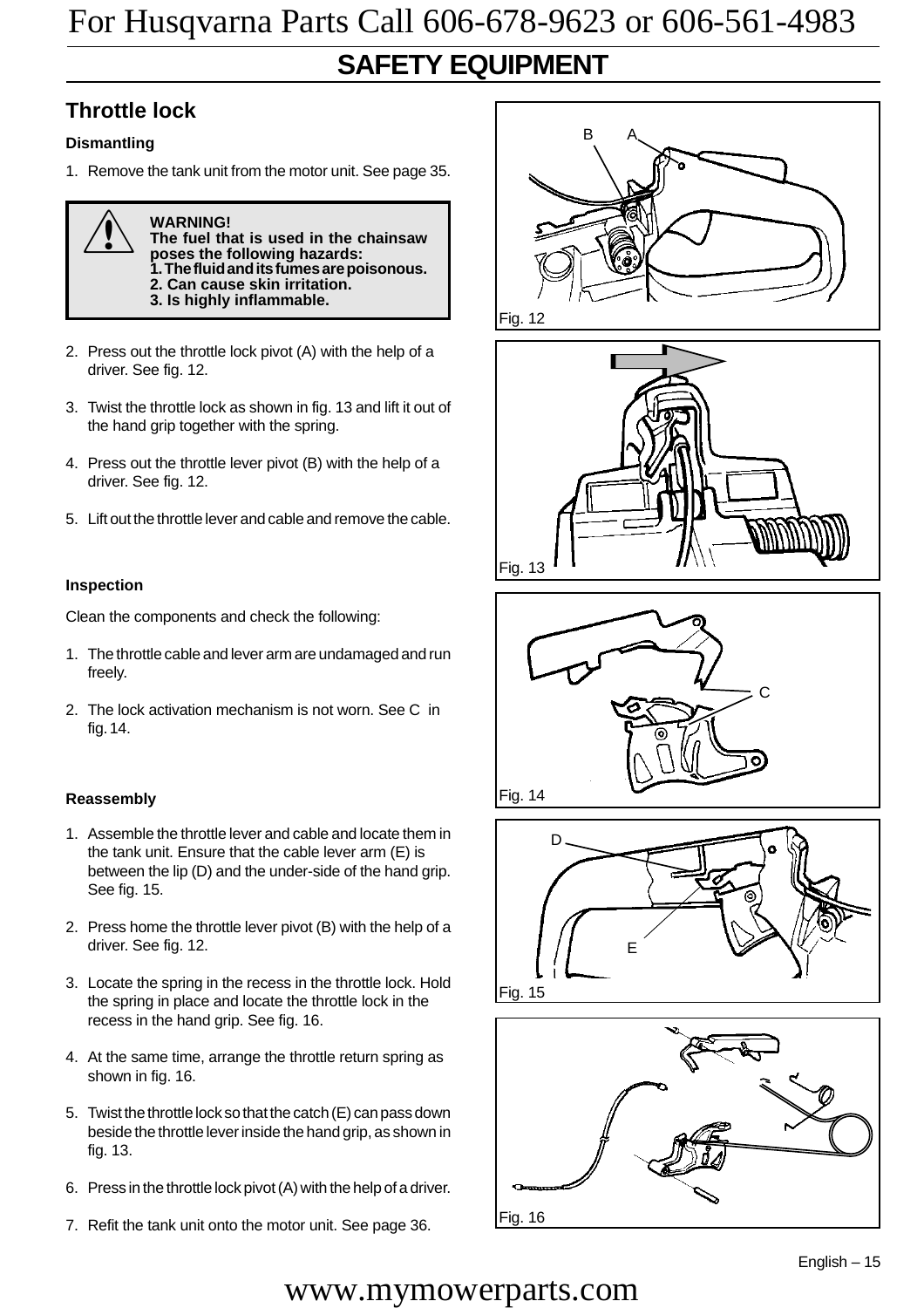# SAFETY EQUIPMENT

## Throttle lock

### Dismantling

1. Remove the tank unit from the motor unit. See page 35.

> **WARNING!**
> **The fuel that is used in the chainsaw poses the following hazards:**
> **1. The fluid and its fumes are poisonous.**
> **2. Can cause skin irritation.**
> **3. Is highly inflammable.**

2. Press out the throttle lock pivot (A) with the help of a driver. See fig. 12.
3. Twist the throttle lock as shown in fig. 13 and lift it out of the hand grip together with the spring.
4. Press out the throttle lever pivot (B) with the help of a driver. See fig. 12.
5. Lift out the throttle lever and cable and remove the cable.

### Inspection

Clean the components and check the following:

1. The throttle cable and lever arm are undamaged and run freely.
2. The lock activation mechanism is not worn. See C in fig. 14.

### Reassembly

1. Assemble the throttle lever and cable and locate them in the tank unit. Ensure that the cable lever arm (E) is between the lip (D) and the under-side of the hand grip. See fig. 15.
2. Press home the throttle lever pivot (B) with the help of a driver. See fig. 12.
3. Locate the spring in the recess in the throttle lock. Hold the spring in place and locate the throttle lock in the recess in the hand grip. See fig. 16.
4. At the same time, arrange the throttle return spring as shown in fig. 16.
5. Twist the throttle lock so that the catch (E) can pass down beside the throttle lever inside the hand grip, as shown in fig. 13.
6. Press in the throttle lock pivot (A) with the help of a driver.
7. Refit the tank unit onto the motor unit. See page 36.

Fig. 12

Fig. 13

Fig. 14

Fig. 15

Fig. 16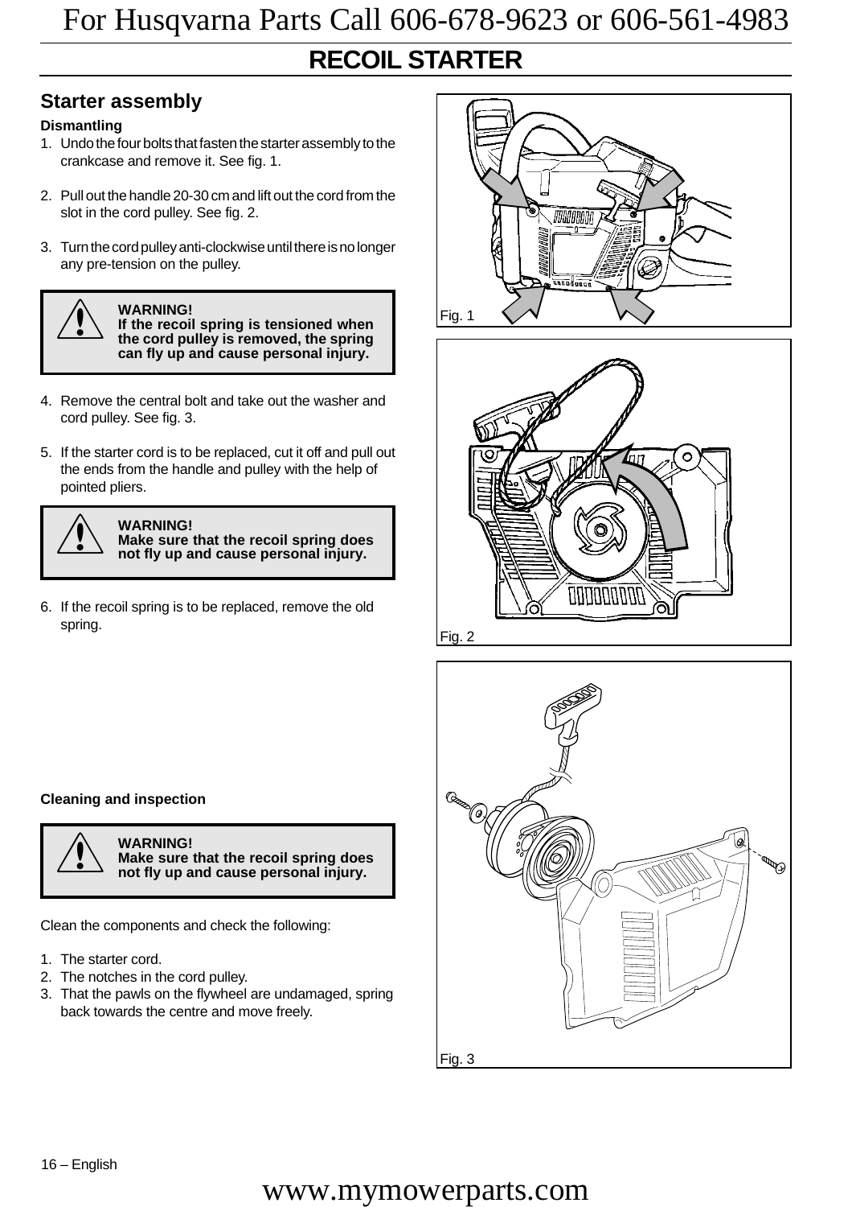# RECOIL STARTER

## Starter assembly

### Dismantling

1. Undo the four bolts that fasten the starter assembly to the crankcase and remove it. See fig. 1.
2. Pull out the handle 20-30 cm and lift out the cord from the slot in the cord pulley. See fig. 2.
3. Turn the cord pulley anti-clockwise until there is no longer any pre-tension on the pulley.

> **WARNING!**
> **If the recoil spring is tensioned when the cord pulley is removed, the spring can fly up and cause personal injury.**

4. Remove the central bolt and take out the washer and cord pulley. See fig. 3.
5. If the starter cord is to be replaced, cut it off and pull out the ends from the handle and pulley with the help of pointed pliers.

> **WARNING!**
> **Make sure that the recoil spring does not fly up and cause personal injury.**

6. If the recoil spring is to be replaced, remove the old spring.

Fig. 1

Fig. 2

Fig. 3

### Cleaning and inspection

> **WARNING!**
> **Make sure that the recoil spring does not fly up and cause personal injury.**

Clean the components and check the following:

1. The starter cord.
2. The notches in the cord pulley.
3. That the pawls on the flywheel are undamaged, spring back towards the centre and move freely.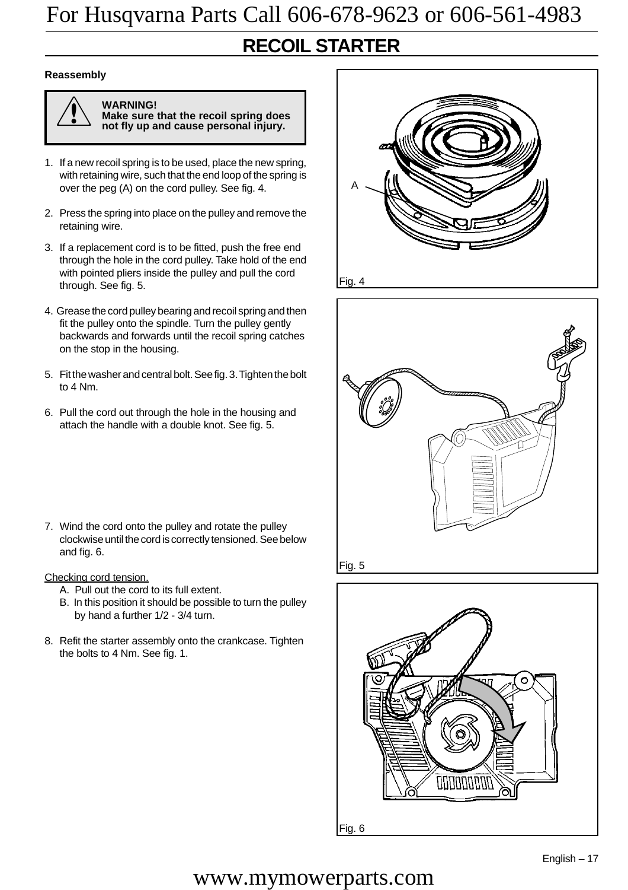# RECOIL STARTER

**Reassembly**

> **WARNING!**
> **Make sure that the recoil spring does not fly up and cause personal injury.**

1. If a new recoil spring is to be used, place the new spring, with retaining wire, such that the end loop of the spring is over the peg (A) on the cord pulley. See fig. 4.

2. Press the spring into place on the pulley and remove the retaining wire.

3. If a replacement cord is to be fitted, push the free end through the hole in the cord pulley. Take hold of the end with pointed pliers inside the pulley and pull the cord through. See fig. 5.

4. Grease the cord pulley bearing and recoil spring and then fit the pulley onto the spindle. Turn the pulley gently backwards and forwards until the recoil spring catches on the stop in the housing.

5. Fit the washer and central bolt. See fig. 3. Tighten the bolt to 4 Nm.

6. Pull the cord out through the hole in the housing and attach the handle with a double knot. See fig. 5.

7. Wind the cord onto the pulley and rotate the pulley clockwise until the cord is correctly tensioned. See below and fig. 6.

Checking cord tension.

A. Pull out the cord to its full extent.

B. In this position it should be possible to turn the pulley by hand a further 1/2 - 3/4 turn.

8. Refit the starter assembly onto the crankcase. Tighten the bolts to 4 Nm. See fig. 1.

A

Fig. 4

Fig. 5

Fig. 6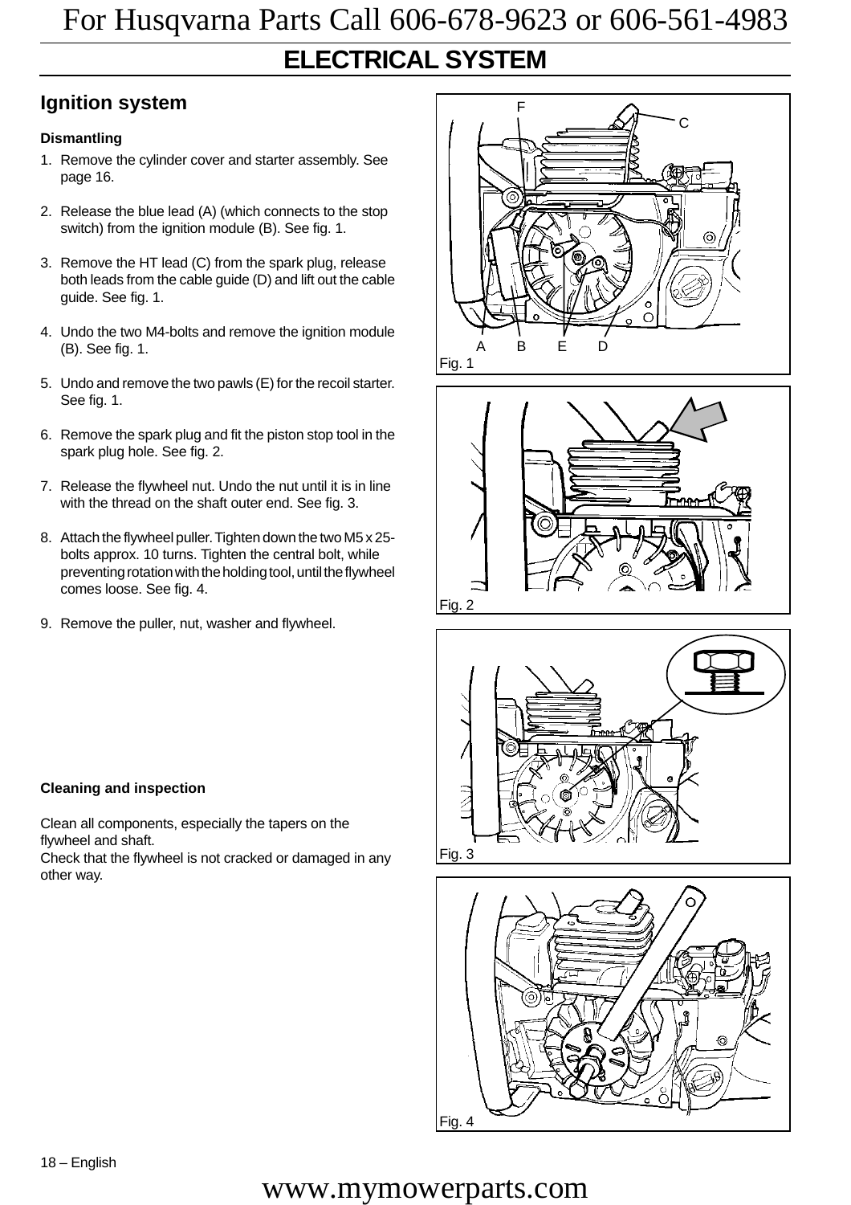# ELECTRICAL SYSTEM

## Ignition system

### Dismantling

1. Remove the cylinder cover and starter assembly. See page 16.
2. Release the blue lead (A) (which connects to the stop switch) from the ignition module (B). See fig. 1.
3. Remove the HT lead (C) from the spark plug, release both leads from the cable guide (D) and lift out the cable guide. See fig. 1.
4. Undo the two M4-bolts and remove the ignition module (B). See fig. 1.
5. Undo and remove the two pawls (E) for the recoil starter. See fig. 1.
6. Remove the spark plug and fit the piston stop tool in the spark plug hole. See fig. 2.
7. Release the flywheel nut. Undo the nut until it is in line with the thread on the shaft outer end. See fig. 3.
8. Attach the flywheel puller. Tighten down the two M5 x 25-bolts approx. 10 turns. Tighten the central bolt, while preventing rotation with the holding tool, until the flywheel comes loose. See fig. 4.
9. Remove the puller, nut, washer and flywheel.

### Cleaning and inspection

Clean all components, especially the tapers on the flywheel and shaft.
Check that the flywheel is not cracked or damaged in any other way.

Fig. 1

Fig. 2

Fig. 3

Fig. 4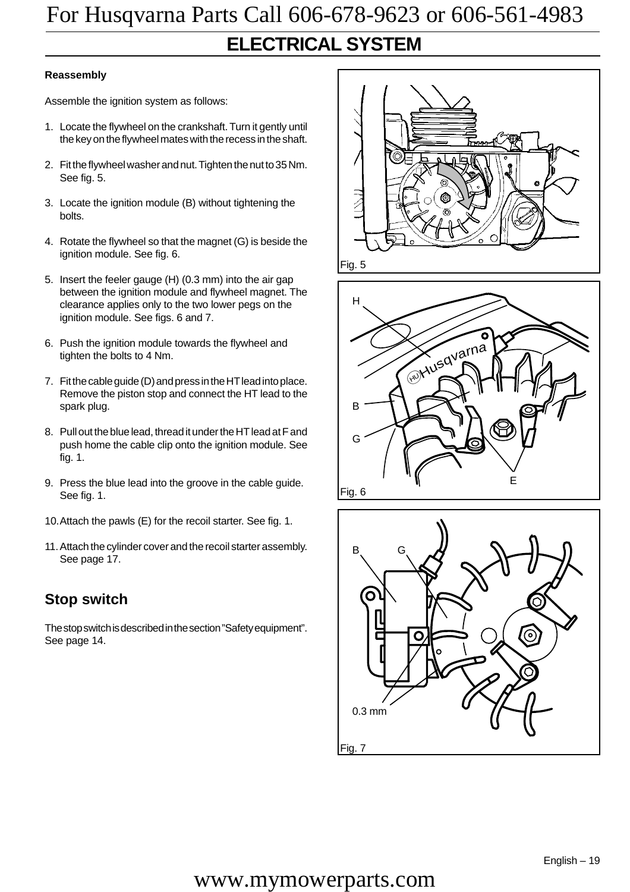# ELECTRICAL SYSTEM

**Reassembly**

Assemble the ignition system as follows:

1. Locate the flywheel on the crankshaft. Turn it gently until the key on the flywheel mates with the recess in the shaft.
2. Fit the flywheel washer and nut. Tighten the nut to 35 Nm. See fig. 5.
3. Locate the ignition module (B) without tightening the bolts.
4. Rotate the flywheel so that the magnet (G) is beside the ignition module. See fig. 6.
5. Insert the feeler gauge (H) (0.3 mm) into the air gap between the ignition module and flywheel magnet. The clearance applies only to the two lower pegs on the ignition module. See figs. 6 and 7.
6. Push the ignition module towards the flywheel and tighten the bolts to 4 Nm.
7. Fit the cable guide (D) and press in the HT lead into place. Remove the piston stop and connect the HT lead to the spark plug.
8. Pull out the blue lead, thread it under the HT lead at F and push home the cable clip onto the ignition module. See fig. 1.
9. Press the blue lead into the groove in the cable guide. See fig. 1.
10. Attach the pawls (E) for the recoil starter. See fig. 1.
11. Attach the cylinder cover and the recoil starter assembly. See page 17.

## Stop switch

The stop switch is described in the section "Safety equipment". See page 14.

Fig. 5

H

B

G

E

Fig. 6

B G

0.3 mm

Fig. 7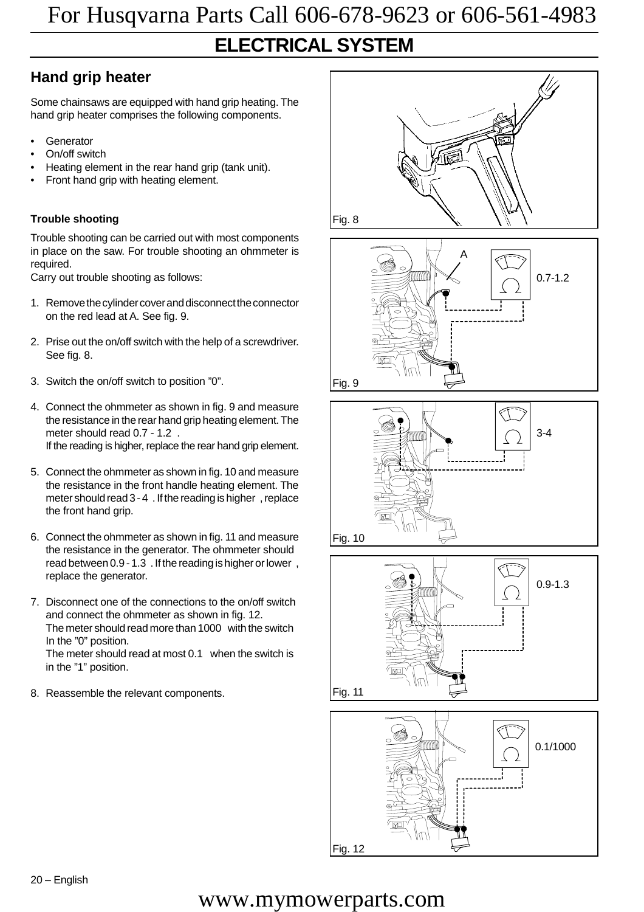# ELECTRICAL SYSTEM

## Hand grip heater

Some chainsaws are equipped with hand grip heating. The hand grip heater comprises the following components.

- Generator
- On/off switch
- Heating element in the rear hand grip (tank unit).
- Front hand grip with heating element.

### Trouble shooting

Trouble shooting can be carried out with most components in place on the saw. For trouble shooting an ohmmeter is required.
Carry out trouble shooting as follows:

1. Remove the cylinder cover and disconnect the connector on the red lead at A. See fig. 9.
2. Prise out the on/off switch with the help of a screwdriver. See fig. 8.
3. Switch the on/off switch to position ”0”.
4. Connect the ohmmeter as shown in fig. 9 and measure the resistance in the rear hand grip heating element. The meter should read 0.7 - 1.2 Ω.
   If the reading is higher, replace the rear hand grip element.
5. Connect the ohmmeter as shown in fig. 10 and measure the resistance in the front handle heating element. The meter should read 3 - 4 Ω. If the reading is higher, replace the front hand grip.
6. Connect the ohmmeter as shown in fig. 11 and measure the resistance in the generator. The ohmmeter should read between 0.9 - 1.3 Ω. If the reading is higher or lower, replace the generator.
7. Disconnect one of the connections to the on/off switch and connect the ohmmeter as shown in fig. 12.
   The meter should read more than 1000 Ω with the switch In the ”0” position.
   The meter should read at most 0.1 Ω when the switch is in the ”1” position.
8. Reassemble the relevant components.

Fig. 8

A — 0.7-1.2

Fig. 9

3-4

Fig. 10

0.9-1.3

Fig. 11

0.1/1000

Fig. 12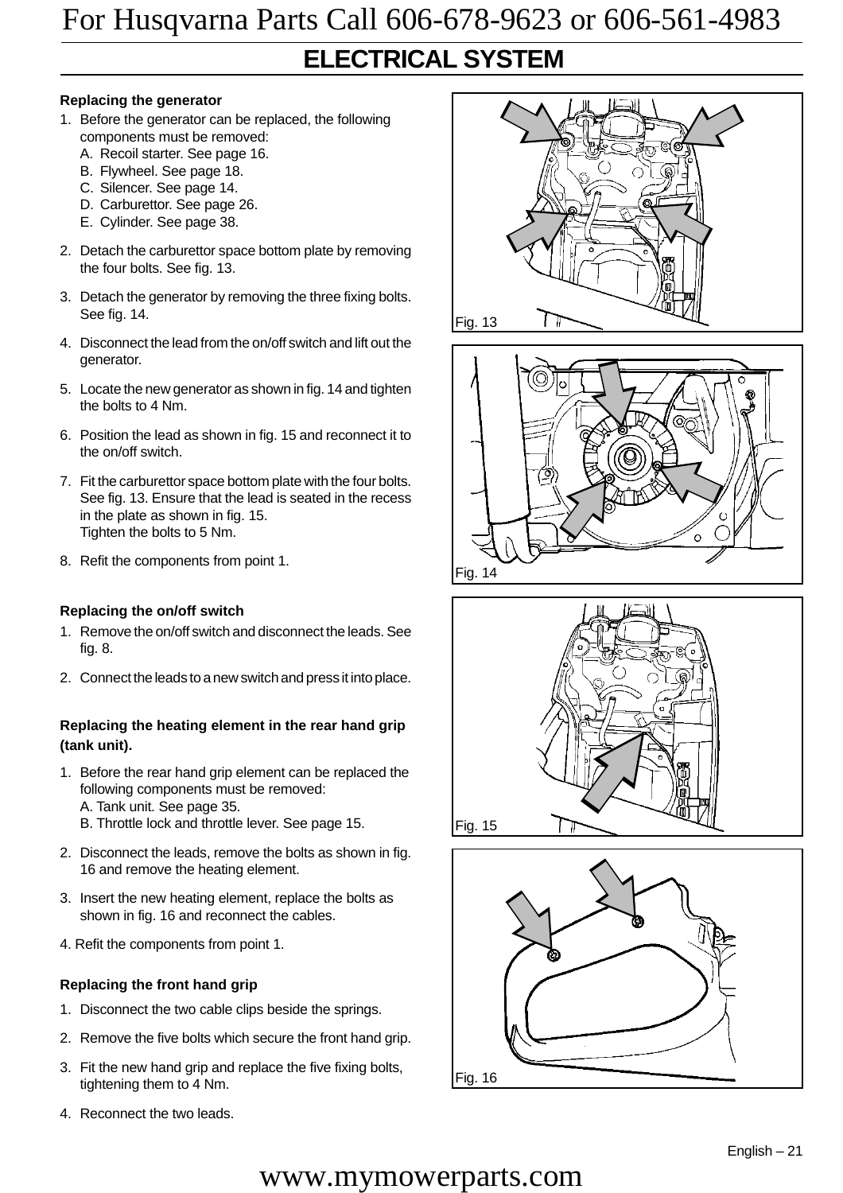# ELECTRICAL SYSTEM

**Replacing the generator**

1. Before the generator can be replaced, the following components must be removed:
   A. Recoil starter. See page 16.
   B. Flywheel. See page 18.
   C. Silencer. See page 14.
   D. Carburettor. See page 26.
   E. Cylinder. See page 38.
2. Detach the carburettor space bottom plate by removing the four bolts. See fig. 13.
3. Detach the generator by removing the three fixing bolts. See fig. 14.
4. Disconnect the lead from the on/off switch and lift out the generator.
5. Locate the new generator as shown in fig. 14 and tighten the bolts to 4 Nm.
6. Position the lead as shown in fig. 15 and reconnect it to the on/off switch.
7. Fit the carburettor space bottom plate with the four bolts. See fig. 13. Ensure that the lead is seated in the recess in the plate as shown in fig. 15.
   Tighten the bolts to 5 Nm.
8. Refit the components from point 1.

**Replacing the on/off switch**

1. Remove the on/off switch and disconnect the leads. See fig. 8.
2. Connect the leads to a new switch and press it into place.

**Replacing the heating element in the rear hand grip (tank unit).**

1. Before the rear hand grip element can be replaced the following components must be removed:
   A. Tank unit. See page 35.
   B. Throttle lock and throttle lever. See page 15.
2. Disconnect the leads, remove the bolts as shown in fig. 16 and remove the heating element.
3. Insert the new heating element, replace the bolts as shown in fig. 16 and reconnect the cables.
4. Refit the components from point 1.

**Replacing the front hand grip**

1. Disconnect the two cable clips beside the springs.
2. Remove the five bolts which secure the front hand grip.
3. Fit the new hand grip and replace the five fixing bolts, tightening them to 4 Nm.
4. Reconnect the two leads.

Fig. 13

Fig. 14

Fig. 15

Fig. 16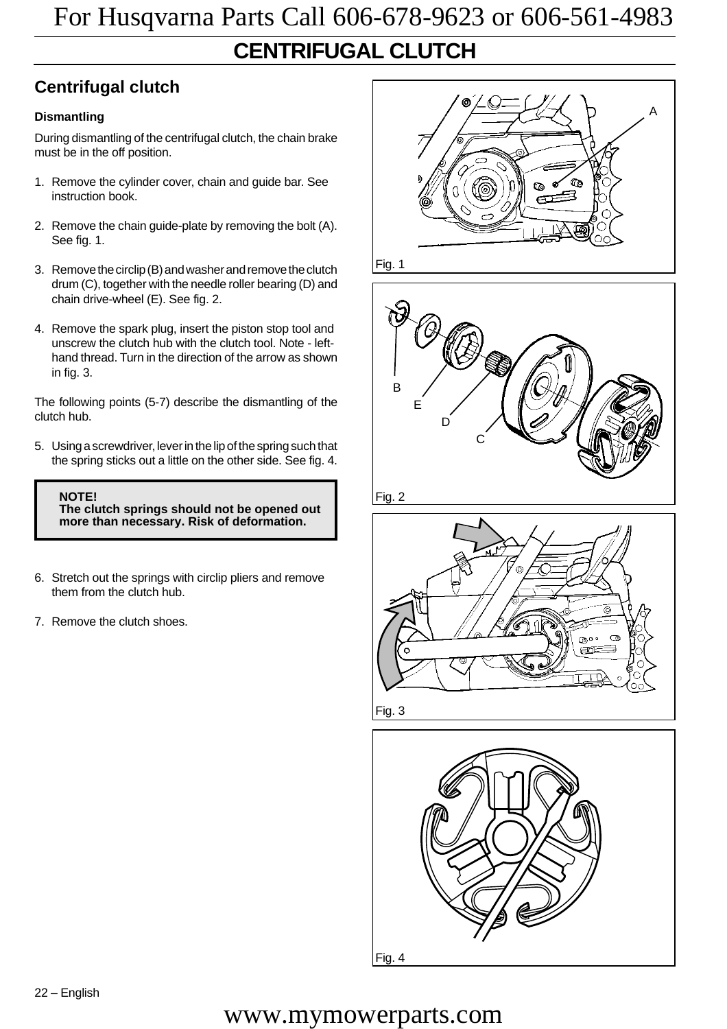# CENTRIFUGAL CLUTCH

## Centrifugal clutch

### Dismantling

During dismantling of the centrifugal clutch, the chain brake must be in the off position.

1. Remove the cylinder cover, chain and guide bar. See instruction book.
2. Remove the chain guide-plate by removing the bolt (A). See fig. 1.
3. Remove the circlip (B) and washer and remove the clutch drum (C), together with the needle roller bearing (D) and chain drive-wheel (E). See fig. 2.
4. Remove the spark plug, insert the piston stop tool and unscrew the clutch hub with the clutch tool. Note - left-hand thread. Turn in the direction of the arrow as shown in fig. 3.

The following points (5-7) describe the dismantling of the clutch hub.

5. Using a screwdriver, lever in the lip of the spring such that the spring sticks out a little on the other side. See fig. 4.

> **NOTE!**
> **The clutch springs should not be opened out more than necessary. Risk of deformation.**

6. Stretch out the springs with circlip pliers and remove them from the clutch hub.
7. Remove the clutch shoes.

A

Fig. 1

B E D C

Fig. 2

Fig. 3

Fig. 4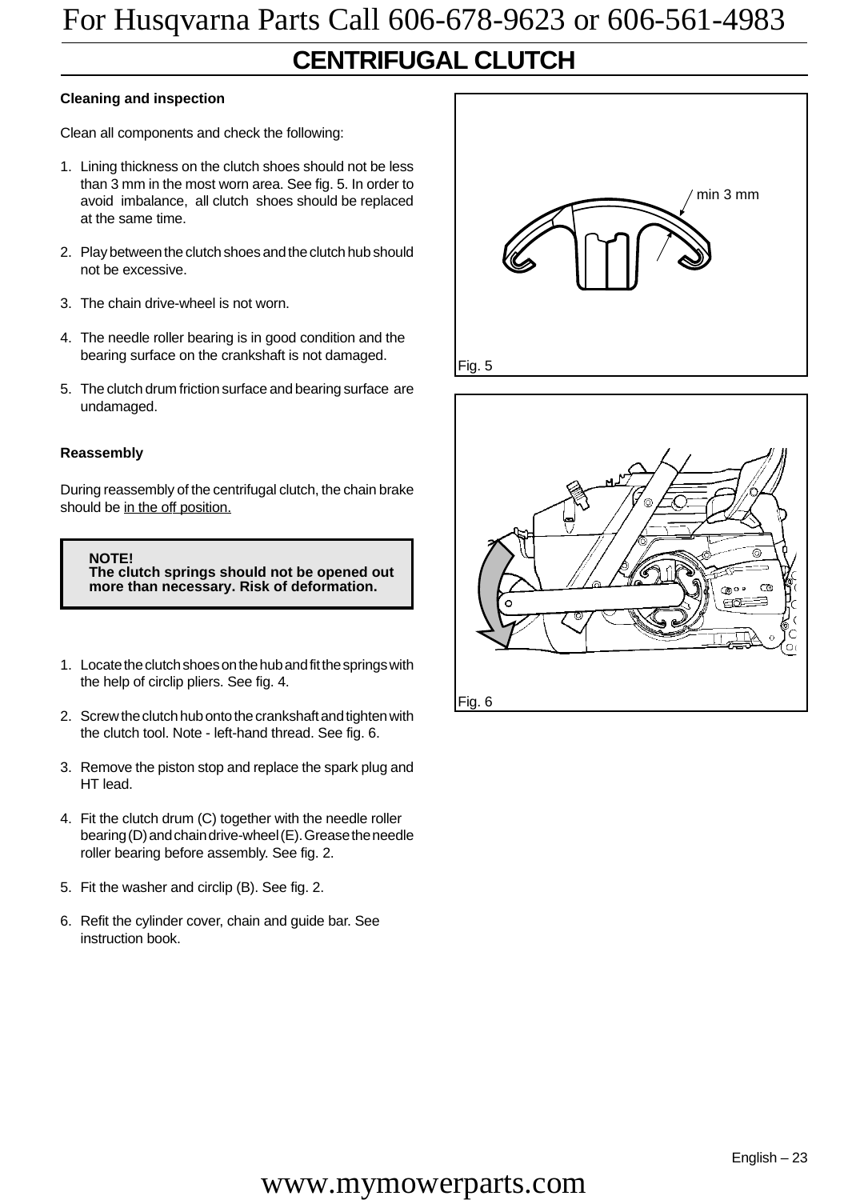# CENTRIFUGAL CLUTCH

**Cleaning and inspection**

Clean all components and check the following:

1. Lining thickness on the clutch shoes should not be less than 3 mm in the most worn area. See fig. 5. In order to avoid imbalance, all clutch shoes should be replaced at the same time.

2. Play between the clutch shoes and the clutch hub should not be excessive.

3. The chain drive-wheel is not worn.

4. The needle roller bearing is in good condition and the bearing surface on the crankshaft is not damaged.

5. The clutch drum friction surface and bearing surface are undamaged.

**Reassembly**

During reassembly of the centrifugal clutch, the chain brake should be <u>in the off position.</u>

> **NOTE!**
> **The clutch springs should not be opened out more than necessary. Risk of deformation.**

1. Locate the clutch shoes on the hub and fit the springs with the help of circlip pliers. See fig. 4.

2. Screw the clutch hub onto the crankshaft and tighten with the clutch tool. Note - left-hand thread. See fig. 6.

3. Remove the piston stop and replace the spark plug and HT lead.

4. Fit the clutch drum (C) together with the needle roller bearing (D) and chain drive-wheel (E). Grease the needle roller bearing before assembly. See fig. 2.

5. Fit the washer and circlip (B). See fig. 2.

6. Refit the cylinder cover, chain and guide bar. See instruction book.

min 3 mm

Fig. 5

Fig. 6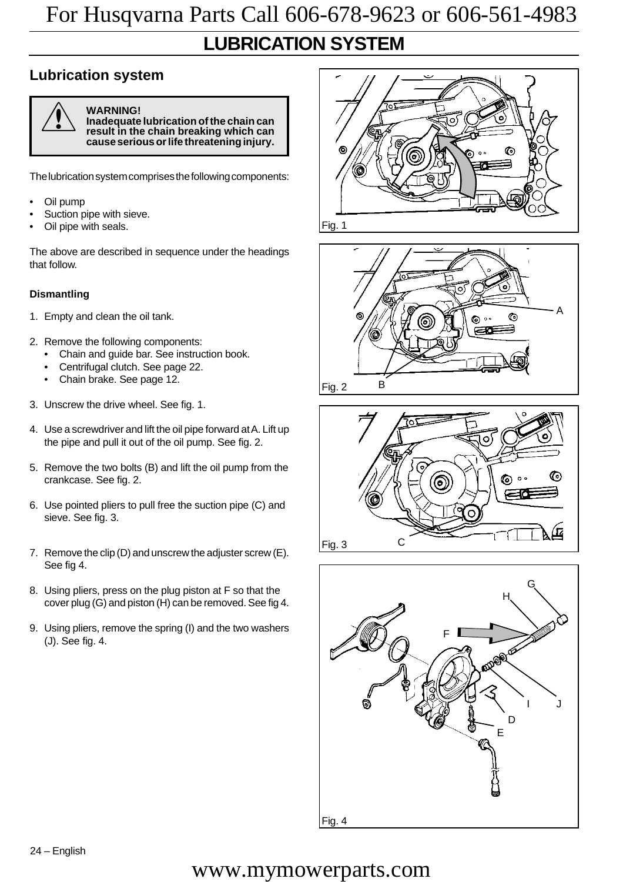# LUBRICATION SYSTEM

## Lubrication system

**WARNING!**
**Inadequate lubrication of the chain can result in the chain breaking which can cause serious or life threatening injury.**

The lubrication system comprises the following components:

- Oil pump
- Suction pipe with sieve.
- Oil pipe with seals.

The above are described in sequence under the headings that follow.

### Dismantling

1. Empty and clean the oil tank.
2. Remove the following components:
   - Chain and guide bar. See instruction book.
   - Centrifugal clutch. See page 22.
   - Chain brake. See page 12.
3. Unscrew the drive wheel. See fig. 1.
4. Use a screwdriver and lift the oil pipe forward at A. Lift up the pipe and pull it out of the oil pump. See fig. 2.
5. Remove the two bolts (B) and lift the oil pump from the crankcase. See fig. 2.
6. Use pointed pliers to pull free the suction pipe (C) and sieve. See fig. 3.
7. Remove the clip (D) and unscrew the adjuster screw (E). See fig 4.
8. Using pliers, press on the plug piston at F so that the cover plug (G) and piston (H) can be removed. See fig 4.
9. Using pliers, remove the spring (I) and the two washers (J). See fig. 4.

Fig. 1

Fig. 2

Fig. 3

Fig. 4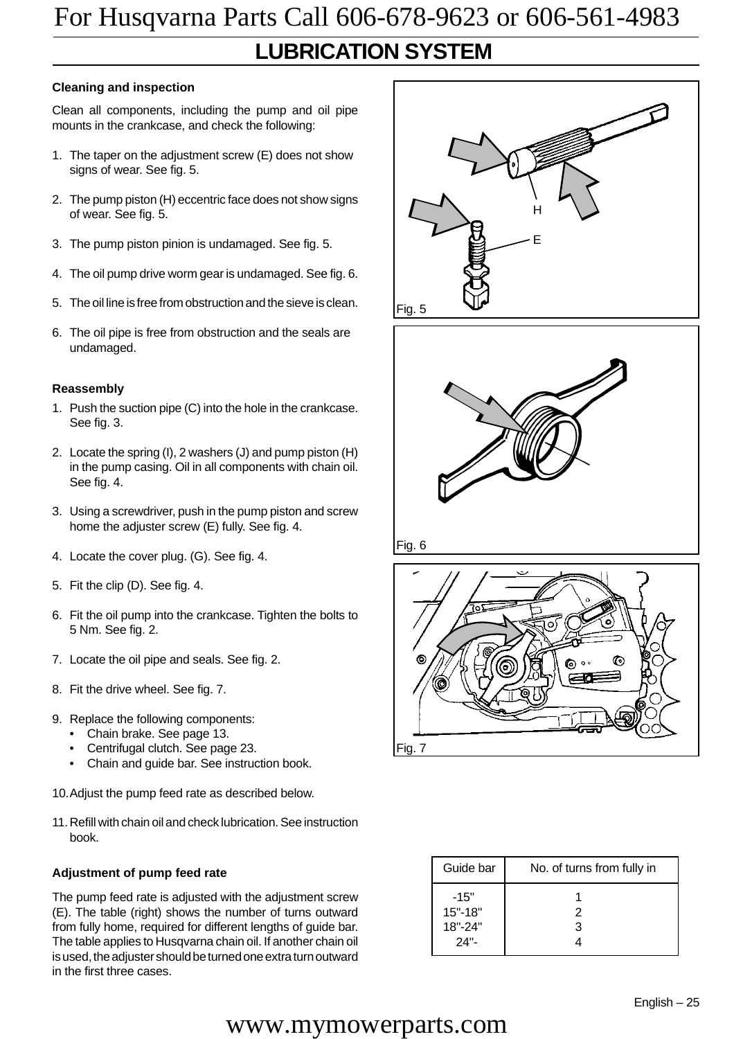# LUBRICATION SYSTEM

### Cleaning and inspection

Clean all components, including the pump and oil pipe mounts in the crankcase, and check the following:

1. The taper on the adjustment screw (E) does not show signs of wear. See fig. 5.
2. The pump piston (H) eccentric face does not show signs of wear. See fig. 5.
3. The pump piston pinion is undamaged. See fig. 5.
4. The oil pump drive worm gear is undamaged. See fig. 6.
5. The oil line is free from obstruction and the sieve is clean.
6. The oil pipe is free from obstruction and the seals are undamaged.

### Reassembly

1. Push the suction pipe (C) into the hole in the crankcase. See fig. 3.
2. Locate the spring (I), 2 washers (J) and pump piston (H) in the pump casing. Oil in all components with chain oil. See fig. 4.
3. Using a screwdriver, push in the pump piston and screw home the adjuster screw (E) fully. See fig. 4.
4. Locate the cover plug. (G). See fig. 4.
5. Fit the clip (D). See fig. 4.
6. Fit the oil pump into the crankcase. Tighten the bolts to 5 Nm. See fig. 2.
7. Locate the oil pipe and seals. See fig. 2.
8. Fit the drive wheel. See fig. 7.
9. Replace the following components:
   - Chain brake. See page 13.
   - Centrifugal clutch. See page 23.
   - Chain and guide bar. See instruction book.
10. Adjust the pump feed rate as described below.
11. Refill with chain oil and check lubrication. See instruction book.

H

E

Fig. 5

Fig. 6

Fig. 7

### Adjustment of pump feed rate

The pump feed rate is adjusted with the adjustment screw (E). The table (right) shows the number of turns outward from fully home, required for different lengths of guide bar. The table applies to Husqvarna chain oil. If another chain oil is used, the adjuster should be turned one extra turn outward in the first three cases.

| Guide bar | No. of turns from fully in |
|---|---|
| -15" | 1 |
| 15"-18" | 2 |
| 18"-24" | 3 |
| 24"- | 4 |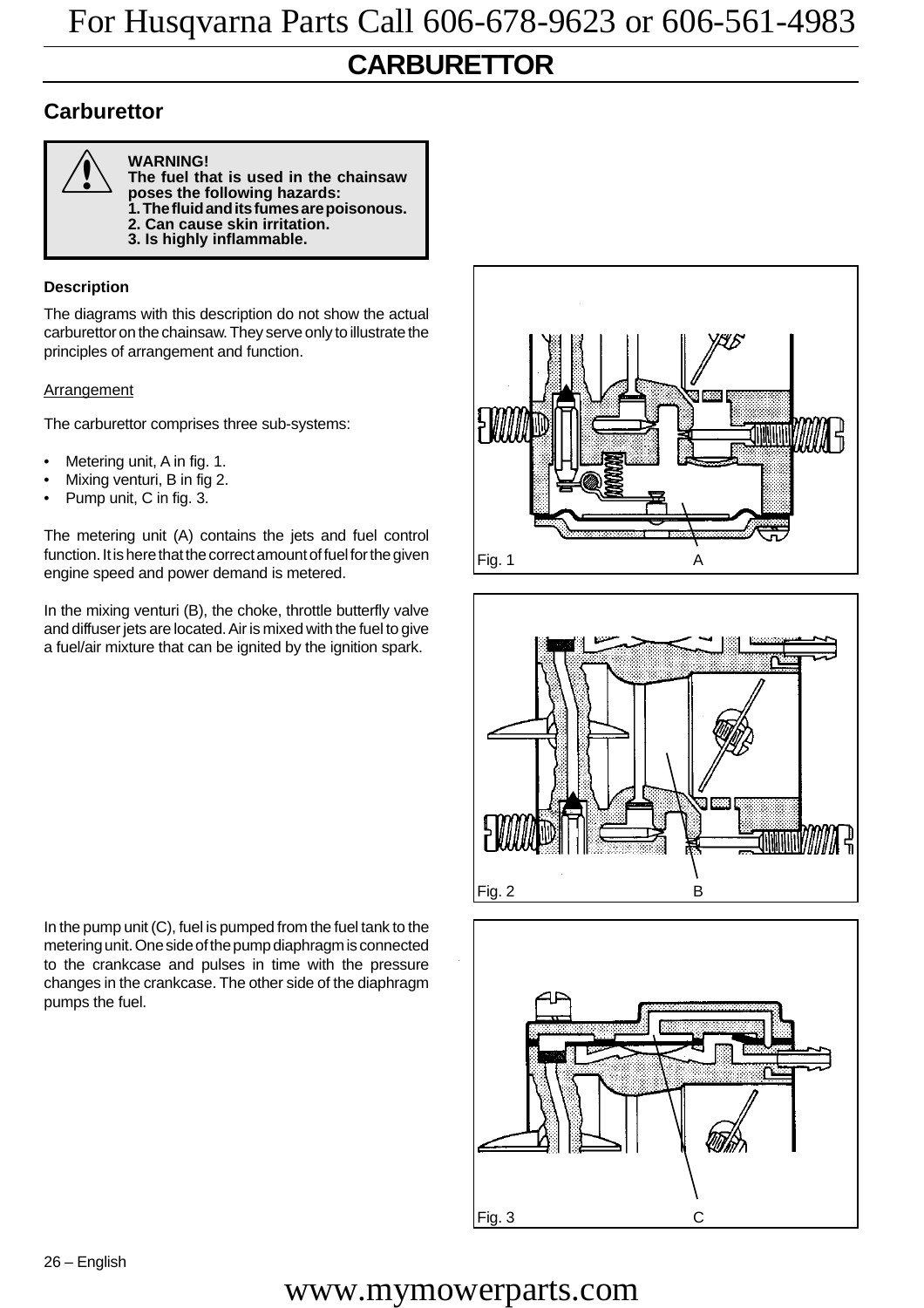# CARBURETTOR

## Carburettor

> **WARNING!**
> **The fuel that is used in the chainsaw poses the following hazards:**
> **1. The fluid and its fumes are poisonous.**
> **2. Can cause skin irritation.**
> **3. Is highly inflammable.**

### Description

The diagrams with this description do not show the actual carburettor on the chainsaw. They serve only to illustrate the principles of arrangement and function.

Arrangement

The carburettor comprises three sub-systems:

- Metering unit, A in fig. 1.
- Mixing venturi, B in fig 2.
- Pump unit, C in fig. 3.

The metering unit (A) contains the jets and fuel control function. It is here that the correct amount of fuel for the given engine speed and power demand is metered.

In the mixing venturi (B), the choke, throttle butterfly valve and diffuser jets are located. Air is mixed with the fuel to give a fuel/air mixture that can be ignited by the ignition spark.

In the pump unit (C), fuel is pumped from the fuel tank to the metering unit. One side of the pump diaphragm is connected to the crankcase and pulses in time with the pressure changes in the crankcase. The other side of the diaphragm pumps the fuel.

Fig. 1 A

Fig. 2 B

Fig. 3 C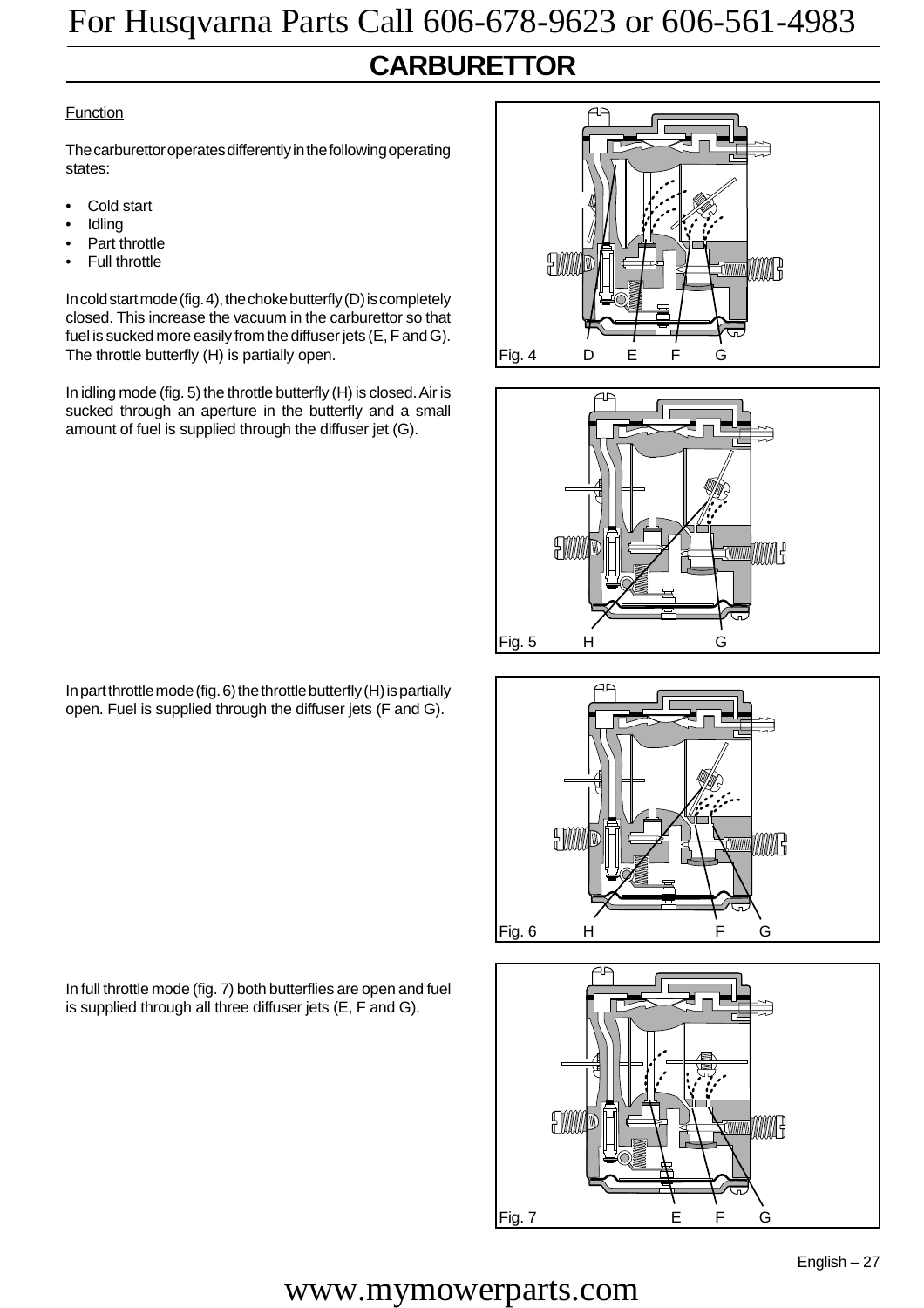# CARBURETTOR

Function

The carburettor operates differently in the following operating states:

- Cold start
- Idling
- Part throttle
- Full throttle

In cold start mode (fig. 4), the choke butterfly (D) is completely closed. This increase the vacuum in the carburettor so that fuel is sucked more easily from the diffuser jets (E, F and G). The throttle butterfly (H) is partially open.

Fig. 4 D E F G

In idling mode (fig. 5) the throttle butterfly (H) is closed. Air is sucked through an aperture in the butterfly and a small amount of fuel is supplied through the diffuser jet (G).

Fig. 5 H G

In part throttle mode (fig. 6) the throttle butterfly (H) is partially open. Fuel is supplied through the diffuser jets (F and G).

Fig. 6 H F G

In full throttle mode (fig. 7) both butterflies are open and fuel is supplied through all three diffuser jets (E, F and G).

Fig. 7 E F G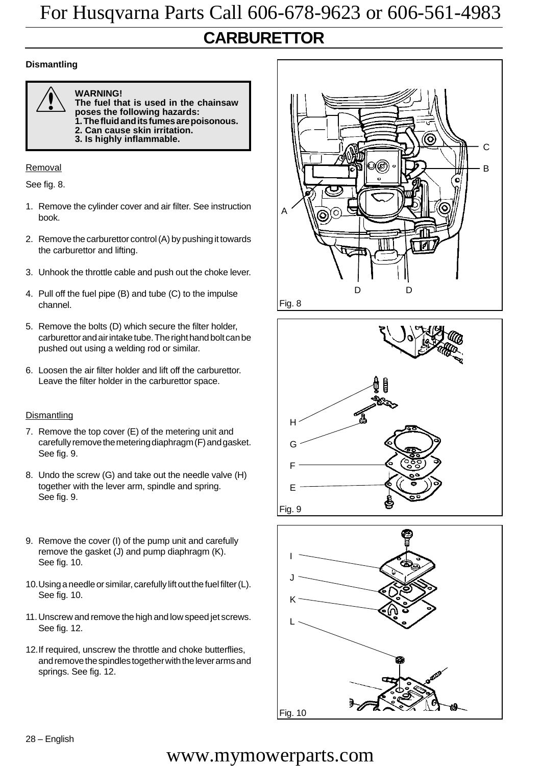# CARBURETTOR

**Dismantling**

> **WARNING!**
> **The fuel that is used in the chainsaw poses the following hazards:**
> **1. The fluid and its fumes are poisonous.**
> **2. Can cause skin irritation.**
> **3. Is highly inflammable.**

Removal

See fig. 8.

1. Remove the cylinder cover and air filter. See instruction book.
2. Remove the carburettor control (A) by pushing it towards the carburettor and lifting.
3. Unhook the throttle cable and push out the choke lever.
4. Pull off the fuel pipe (B) and tube (C) to the impulse channel.
5. Remove the bolts (D) which secure the filter holder, carburettor and air intake tube. The right hand bolt can be pushed out using a welding rod or similar.
6. Loosen the air filter holder and lift off the carburettor. Leave the filter holder in the carburettor space.

Dismantling

7. Remove the top cover (E) of the metering unit and carefully remove the metering diaphragm (F) and gasket. See fig. 9.
8. Undo the screw (G) and take out the needle valve (H) together with the lever arm, spindle and spring. See fig. 9.
9. Remove the cover (I) of the pump unit and carefully remove the gasket (J) and pump diaphragm (K). See fig. 10.
10. Using a needle or similar, carefully lift out the fuel filter (L). See fig. 10.
11. Unscrew and remove the high and low speed jet screws. See fig. 12.
12. If required, unscrew the throttle and choke butterflies, and remove the spindles together with the lever arms and springs. See fig. 12.

Fig. 8

Fig. 9

Fig. 10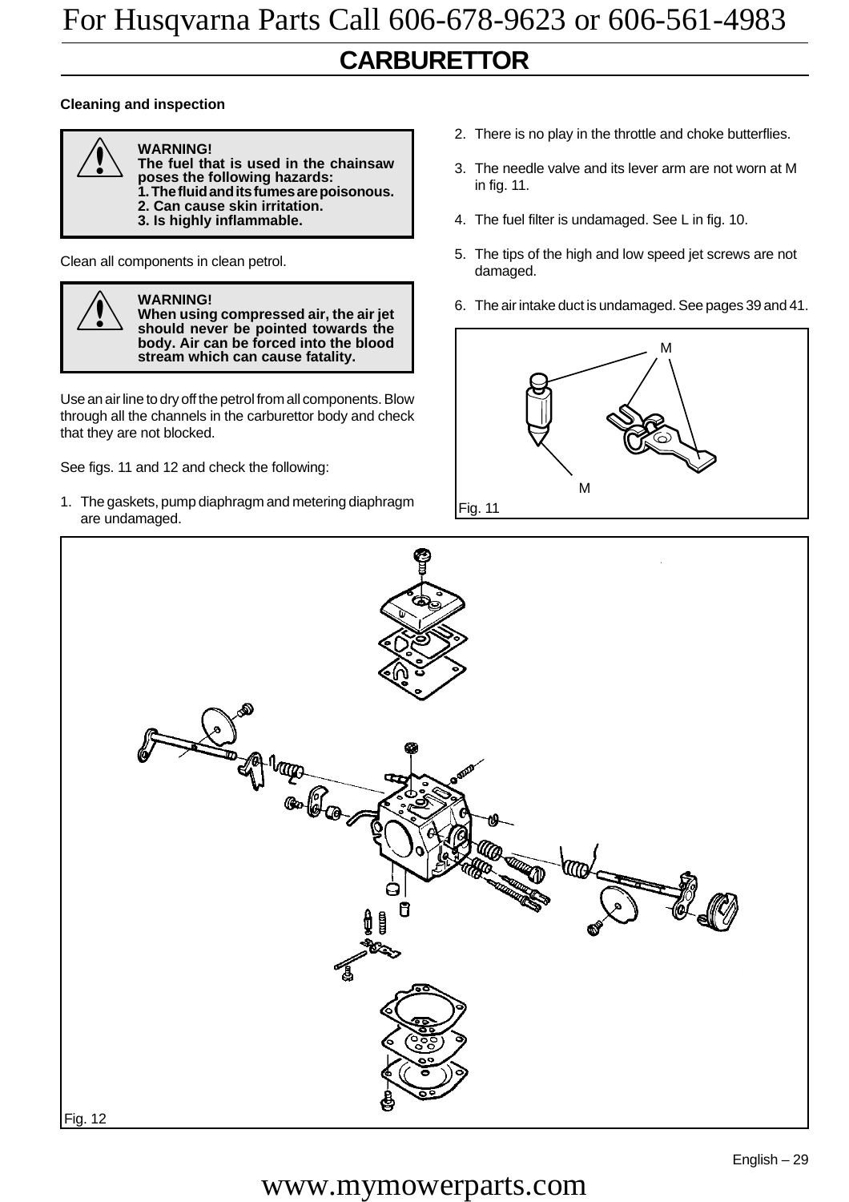## CARBURETTOR

**Cleaning and inspection**

> **WARNING!**
> **The fuel that is used in the chainsaw poses the following hazards:**
> **1. The fluid and its fumes are poisonous.**
> **2. Can cause skin irritation.**
> **3. Is highly inflammable.**

Clean all components in clean petrol.

> **WARNING!**
> **When using compressed air, the air jet should never be pointed towards the body. Air can be forced into the blood stream which can cause fatality.**

Use an air line to dry off the petrol from all components. Blow through all the channels in the carburettor body and check that they are not blocked.

See figs. 11 and 12 and check the following:

1. The gaskets, pump diaphragm and metering diaphragm are undamaged.
2. There is no play in the throttle and choke butterflies.
3. The needle valve and its lever arm are not worn at M in fig. 11.
4. The fuel filter is undamaged. See L in fig. 10.
5. The tips of the high and low speed jet screws are not damaged.
6. The air intake duct is undamaged. See pages 39 and 41.

M

M

Fig. 11

Fig. 12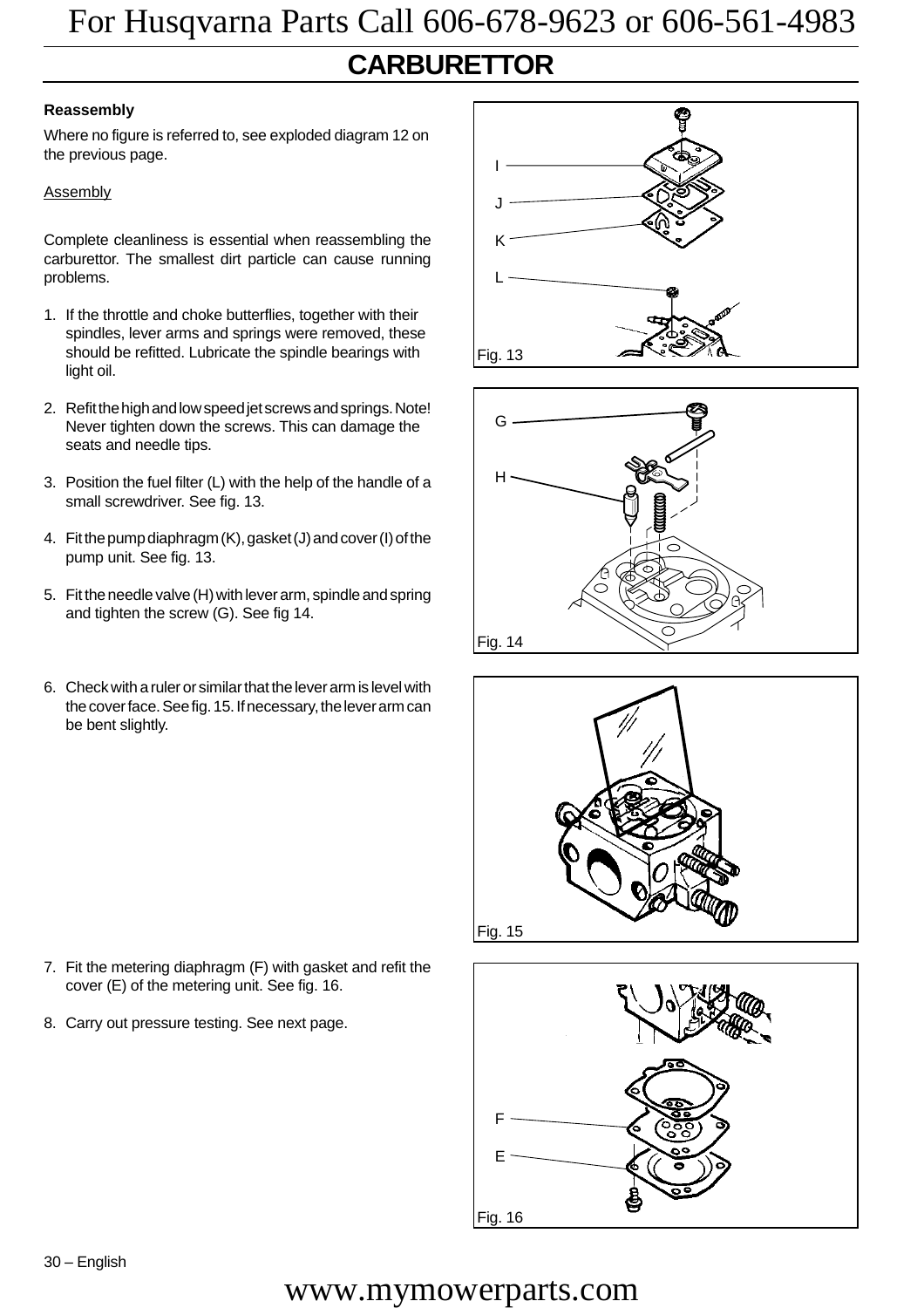# CARBURETTOR

**Reassembly**

Where no figure is referred to, see exploded diagram 12 on the previous page.

Assembly

Complete cleanliness is essential when reassembling the carburettor. The smallest dirt particle can cause running problems.

1. If the throttle and choke butterflies, together with their spindles, lever arms and springs were removed, these should be refitted. Lubricate the spindle bearings with light oil.

2. Refit the high and low speed jet screws and springs. Note! Never tighten down the screws. This can damage the seats and needle tips.

3. Position the fuel filter (L) with the help of the handle of a small screwdriver. See fig. 13.

4. Fit the pump diaphragm (K), gasket (J) and cover (I) of the pump unit. See fig. 13.

5. Fit the needle valve (H) with lever arm, spindle and spring and tighten the screw (G). See fig 14.

6. Check with a ruler or similar that the lever arm is level with the cover face. See fig. 15. If necessary, the lever arm can be bent slightly.

7. Fit the metering diaphragm (F) with gasket and refit the cover (E) of the metering unit. See fig. 16.

8. Carry out pressure testing. See next page.

I
J
K
L

Fig. 13

G
H

Fig. 14

Fig. 15

F
E

Fig. 16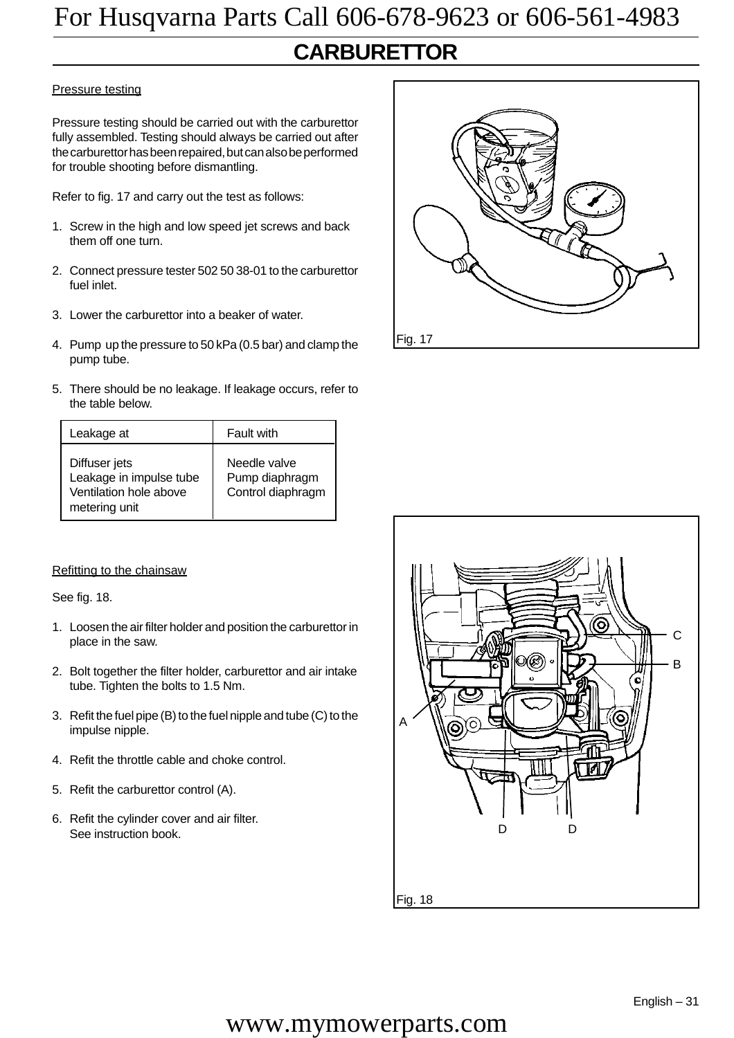# CARBURETTOR

Pressure testing

Pressure testing should be carried out with the carburettor fully assembled. Testing should always be carried out after the carburettor has been repaired, but can also be performed for trouble shooting before dismantling.

Refer to fig. 17 and carry out the test as follows:

1. Screw in the high and low speed jet screws and back them off one turn.
2. Connect pressure tester 502 50 38-01 to the carburettor fuel inlet.
3. Lower the carburettor into a beaker of water.
4. Pump up the pressure to 50 kPa (0.5 bar) and clamp the pump tube.
5. There should be no leakage. If leakage occurs, refer to the table below.

| Leakage at | Fault with |
|---|---|
| Diffuser jets | Needle valve |
| Leakage in impulse tube | Pump diaphragm |
| Ventilation hole above metering unit | Control diaphragm |

Fig. 17

Refitting to the chainsaw

See fig. 18.

1. Loosen the air filter holder and position the carburettor in place in the saw.
2. Bolt together the filter holder, carburettor and air intake tube. Tighten the bolts to 1.5 Nm.
3. Refit the fuel pipe (B) to the fuel nipple and tube (C) to the impulse nipple.
4. Refit the throttle cable and choke control.
5. Refit the carburettor control (A).
6. Refit the cylinder cover and air filter. See instruction book.

Fig. 18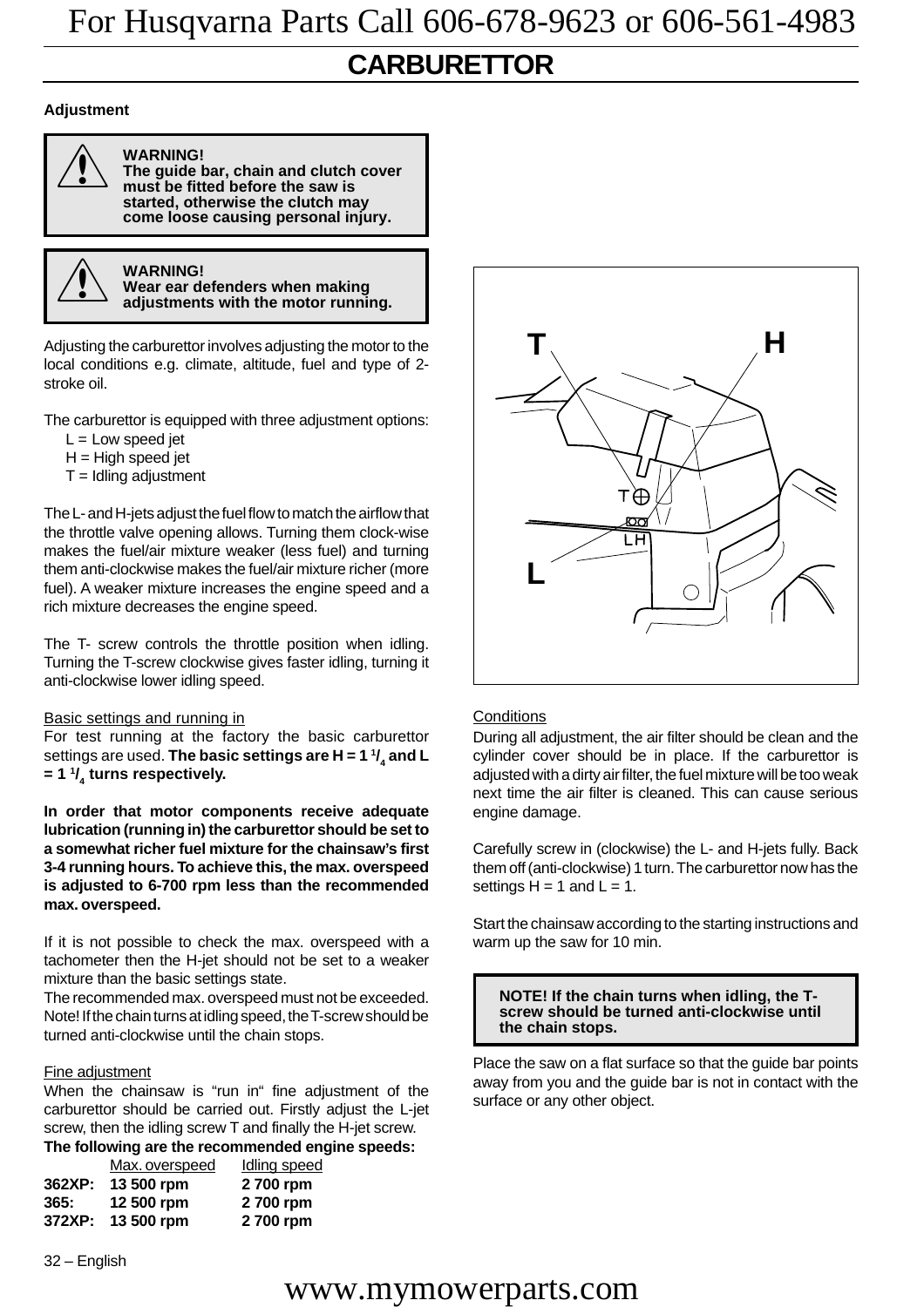# CARBURETTOR

**Adjustment**

> **WARNING!**
> **The guide bar, chain and clutch cover must be fitted before the saw is started, otherwise the clutch may come loose causing personal injury.**

> **WARNING!**
> **Wear ear defenders when making adjustments with the motor running.**

Adjusting the carburettor involves adjusting the motor to the local conditions e.g. climate, altitude, fuel and type of 2-stroke oil.

The carburettor is equipped with three adjustment options:

- L = Low speed jet
- H = High speed jet
- T = Idling adjustment

The L- and H-jets adjust the fuel flow to match the airflow that the throttle valve opening allows. Turning them clock-wise makes the fuel/air mixture weaker (less fuel) and turning them anti-clockwise makes the fuel/air mixture richer (more fuel). A weaker mixture increases the engine speed and a rich mixture decreases the engine speed.

The T- screw controls the throttle position when idling. Turning the T-screw clockwise gives faster idling, turning it anti-clockwise lower idling speed.

Basic settings and running in

For test running at the factory the basic carburettor settings are used. **The basic settings are H = 1 1/4 and L = 1 1/4 turns respectively.**

**In order that motor components receive adequate lubrication (running in) the carburettor should be set to a somewhat richer fuel mixture for the chainsaw's first 3-4 running hours. To achieve this, the max. overspeed is adjusted to 6-700 rpm less than the recommended max. overspeed.**

If it is not possible to check the max. overspeed with a tachometer then the H-jet should not be set to a weaker mixture than the basic settings state.

The recommended max. overspeed must not be exceeded. Note! If the chain turns at idling speed, the T-screw should be turned anti-clockwise until the chain stops.

Fine adjustment

When the chainsaw is "run in" fine adjustment of the carburettor should be carried out. Firstly adjust the L-jet screw, then the idling screw T and finally the H-jet screw.

**The following are the recommended engine speeds:**

| | Max. overspeed | Idling speed |
|---|---|---|
| **362XP:** | **13 500 rpm** | **2 700 rpm** |
| **365:** | **12 500 rpm** | **2 700 rpm** |
| **372XP:** | **13 500 rpm** | **2 700 rpm** |

Conditions

During all adjustment, the air filter should be clean and the cylinder cover should be in place. If the carburettor is adjusted with a dirty air filter, the fuel mixture will be too weak next time the air filter is cleaned. This can cause serious engine damage.

Carefully screw in (clockwise) the L- and H-jets fully. Back them off (anti-clockwise) 1 turn. The carburettor now has the settings H = 1 and L = 1.

Start the chainsaw according to the starting instructions and warm up the saw for 10 min.

> **NOTE! If the chain turns when idling, the T-screw should be turned anti-clockwise until the chain stops.**

Place the saw on a flat surface so that the guide bar points away from you and the guide bar is not in contact with the surface or any other object.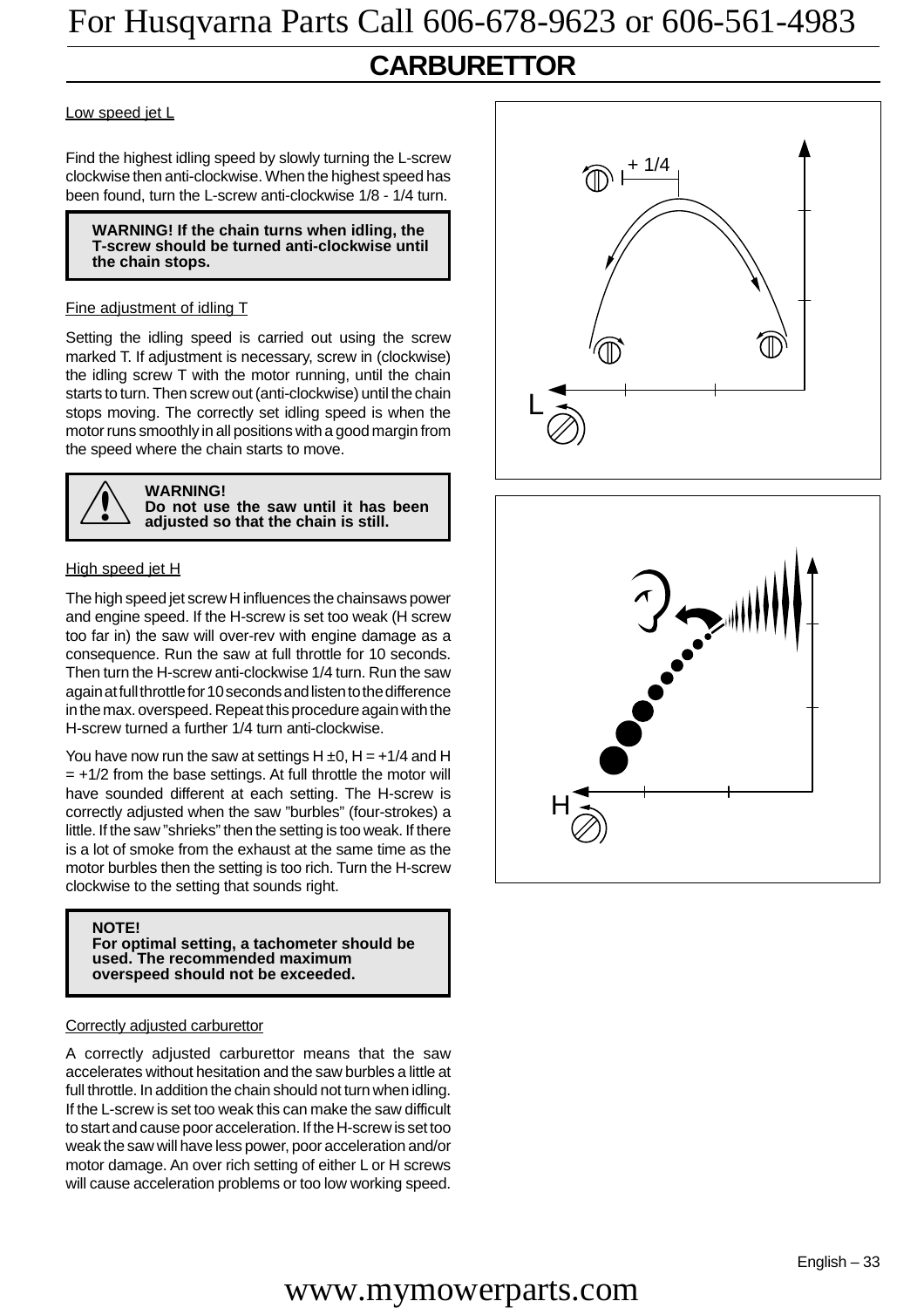## CARBURETTOR

Low speed jet L

Find the highest idling speed by slowly turning the L-screw clockwise then anti-clockwise. When the highest speed has been found, turn the L-screw anti-clockwise 1/8 - 1/4 turn.

> **WARNING! If the chain turns when idling, the T-screw should be turned anti-clockwise until the chain stops.**

Fine adjustment of idling T

Setting the idling speed is carried out using the screw marked T. If adjustment is necessary, screw in (clockwise) the idling screw T with the motor running, until the chain starts to turn. Then screw out (anti-clockwise) until the chain stops moving. The correctly set idling speed is when the motor runs smoothly in all positions with a good margin from the speed where the chain starts to move.

> **WARNING!**
> **Do not use the saw until it has been adjusted so that the chain is still.**

High speed jet H

The high speed jet screw H influences the chainsaws power and engine speed. If the H-screw is set too weak (H screw too far in) the saw will over-rev with engine damage as a consequence. Run the saw at full throttle for 10 seconds. Then turn the H-screw anti-clockwise 1/4 turn. Run the saw again at full throttle for 10 seconds and listen to the difference in the max. overspeed. Repeat this procedure again with the H-screw turned a further 1/4 turn anti-clockwise.

You have now run the saw at settings H ±0, H = +1/4 and H = +1/2 from the base settings. At full throttle the motor will have sounded different at each setting. The H-screw is correctly adjusted when the saw "burbles" (four-strokes) a little. If the saw "shrieks" then the setting is too weak. If there is a lot of smoke from the exhaust at the same time as the motor burbles then the setting is too rich. Turn the H-screw clockwise to the setting that sounds right.

> **NOTE!**
> **For optimal setting, a tachometer should be used. The recommended maximum overspeed should not be exceeded.**

Correctly adjusted carburettor

A correctly adjusted carburettor means that the saw accelerates without hesitation and the saw burbles a little at full throttle. In addition the chain should not turn when idling. If the L-screw is set too weak this can make the saw difficult to start and cause poor acceleration. If the H-screw is set too weak the saw will have less power, poor acceleration and/or motor damage. An over rich setting of either L or H screws will cause acceleration problems or too low working speed.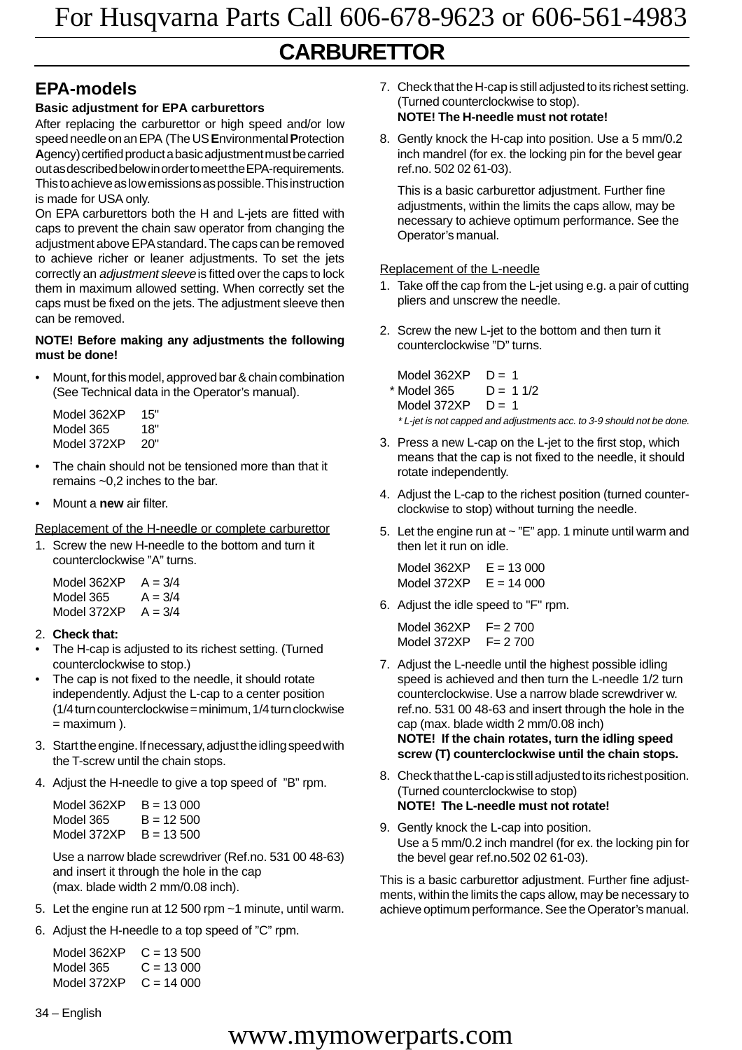# CARBURETTOR

## EPA-models

**Basic adjustment for EPA carburettors**

After replacing the carburettor or high speed and/or low speed needle on an EPA (The US **E**nvironmental **P**rotection **A**gency) certified product a basic adjustment must be carried out as described below in order to meet the EPA-requirements. This to achieve as low emissions as possible. This instruction is made for USA only.

On EPA carburettors both the H and L-jets are fitted with caps to prevent the chain saw operator from changing the adjustment above EPA standard. The caps can be removed to achieve richer or leaner adjustments. To set the jets correctly an *adjustment sleeve* is fitted over the caps to lock them in maximum allowed setting. When correctly set the caps must be fixed on the jets. The adjustment sleeve then can be removed.

**NOTE! Before making any adjustments the following must be done!**

- Mount, for this model, approved bar & chain combination (See Technical data in the Operator's manual).

  Model 362XP 15"
  Model 365 18"
  Model 372XP 20"

- The chain should not be tensioned more than that it remains ~0,2 inches to the bar.
- Mount a **new** air filter.

Replacement of the H-needle or complete carburettor

1. Screw the new H-needle to the bottom and turn it counterclockwise "A" turns.

   Model 362XP A = 3/4
   Model 365 A = 3/4
   Model 372XP A = 3/4

2. **Check that:**
   - The H-cap is adjusted to its richest setting. (Turned counterclockwise to stop.)
   - The cap is not fixed to the needle, it should rotate independently. Adjust the L-cap to a center position (1/4 turn counterclockwise = minimum, 1/4 turn clockwise = maximum ).
3. Start the engine. If necessary, adjust the idling speed with the T-screw until the chain stops.
4. Adjust the H-needle to give a top speed of "B" rpm.

   Model 362XP B = 13 000
   Model 365 B = 12 500
   Model 372XP B = 13 500

   Use a narrow blade screwdriver (Ref.no. 531 00 48-63) and insert it through the hole in the cap (max. blade width 2 mm/0.08 inch).
5. Let the engine run at 12 500 rpm ~1 minute, until warm.
6. Adjust the H-needle to a top speed of "C" rpm.

   Model 362XP C = 13 500
   Model 365 C = 13 000
   Model 372XP C = 14 000
7. Check that the H-cap is still adjusted to its richest setting. (Turned counterclockwise to stop).
   **NOTE! The H-needle must not rotate!**
8. Gently knock the H-cap into position. Use a 5 mm/0.2 inch mandrel (for ex. the locking pin for the bevel gear ref.no. 502 02 61-03).

   This is a basic carburettor adjustment. Further fine adjustments, within the limits the caps allow, may be necessary to achieve optimum performance. See the Operator's manual.

Replacement of the L-needle

1. Take off the cap from the L-jet using e.g. a pair of cutting pliers and unscrew the needle.
2. Screw the new L-jet to the bottom and then turn it counterclockwise "D" turns.

   Model 362XP D = 1
   \* Model 365 D = 1 1/2
   Model 372XP D = 1

   *\* L-jet is not capped and adjustments acc. to 3-9 should not be done.*
3. Press a new L-cap on the L-jet to the first stop, which means that the cap is not fixed to the needle, it should rotate independently.
4. Adjust the L-cap to the richest position (turned counter-clockwise to stop) without turning the needle.
5. Let the engine run at ~ "E" app. 1 minute until warm and then let it run on idle.

   Model 362XP E = 13 000
   Model 372XP E = 14 000
6. Adjust the idle speed to "F" rpm.

   Model 362XP F= 2 700
   Model 372XP F= 2 700
7. Adjust the L-needle until the highest possible idling speed is achieved and then turn the L-needle 1/2 turn counterclockwise. Use a narrow blade screwdriver w. ref.no. 531 00 48-63 and insert through the hole in the cap (max. blade width 2 mm/0.08 inch)
   **NOTE! If the chain rotates, turn the idling speed screw (T) counterclockwise until the chain stops.**
8. Check that the L-cap is still adjusted to its richest position. (Turned counterclockwise to stop)
   **NOTE! The L-needle must not rotate!**
9. Gently knock the L-cap into position.
   Use a 5 mm/0.2 inch mandrel (for ex. the locking pin for the bevel gear ref.no.502 02 61-03).

This is a basic carburettor adjustment. Further fine adjustments, within the limits the caps allow, may be necessary to achieve optimum performance. See the Operator's manual.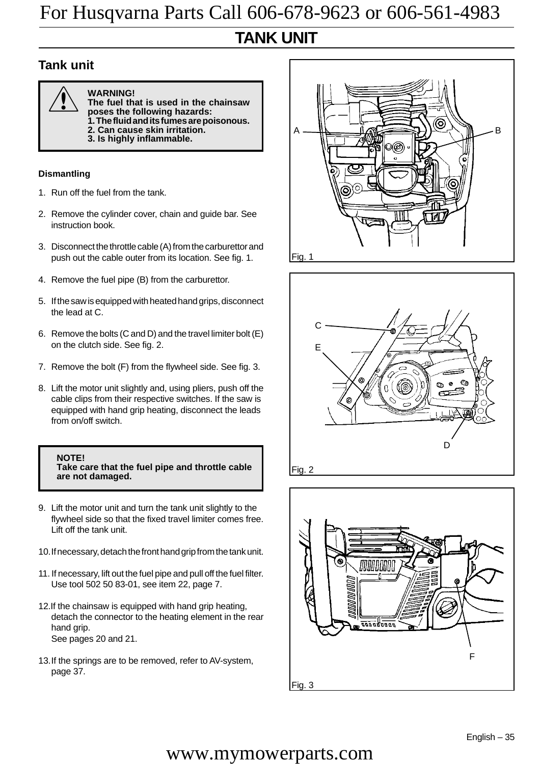# TANK UNIT

## Tank unit

> **WARNING!**
> **The fuel that is used in the chainsaw poses the following hazards:**
> **1. The fluid and its fumes are poisonous.**
> **2. Can cause skin irritation.**
> **3. Is highly inflammable.**

**Dismantling**

1. Run off the fuel from the tank.
2. Remove the cylinder cover, chain and guide bar. See instruction book.
3. Disconnect the throttle cable (A) from the carburettor and push out the cable outer from its location. See fig. 1.
4. Remove the fuel pipe (B) from the carburettor.
5. If the saw is equipped with heated hand grips, disconnect the lead at C.
6. Remove the bolts (C and D) and the travel limiter bolt (E) on the clutch side. See fig. 2.
7. Remove the bolt (F) from the flywheel side. See fig. 3.
8. Lift the motor unit slightly and, using pliers, push off the cable clips from their respective switches. If the saw is equipped with hand grip heating, disconnect the leads from on/off switch.

> **NOTE!**
> **Take care that the fuel pipe and throttle cable are not damaged.**

9. Lift the motor unit and turn the tank unit slightly to the flywheel side so that the fixed travel limiter comes free. Lift off the tank unit.
10. If necessary, detach the front hand grip from the tank unit.
11. If necessary, lift out the fuel pipe and pull off the fuel filter. Use tool 502 50 83-01, see item 22, page 7.
12. If the chainsaw is equipped with hand grip heating, detach the connector to the heating element in the rear hand grip.
    See pages 20 and 21.
13. If the springs are to be removed, refer to AV-system, page 37.

A B

Fig. 1

C E D

Fig. 2

F

Fig. 3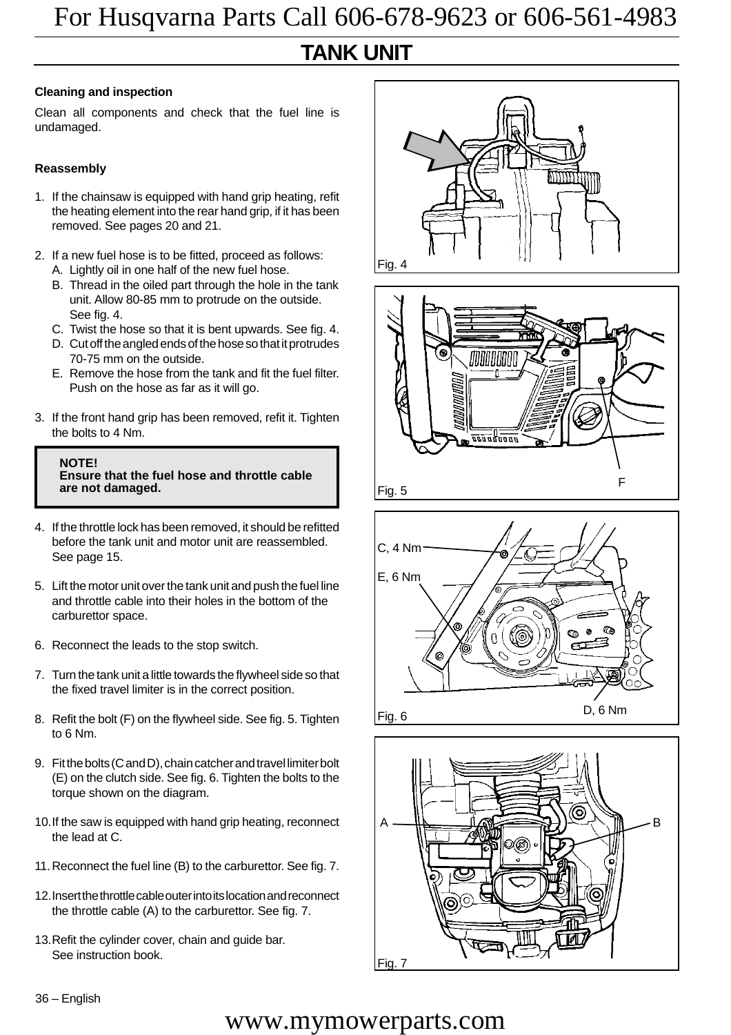## TANK UNIT

### Cleaning and inspection

Clean all components and check that the fuel line is undamaged.

### Reassembly

1. If the chainsaw is equipped with hand grip heating, refit the heating element into the rear hand grip, if it has been removed. See pages 20 and 21.

2. If a new fuel hose is to be fitted, proceed as follows:
   A. Lightly oil in one half of the new fuel hose.
   B. Thread in the oiled part through the hole in the tank unit. Allow 80-85 mm to protrude on the outside. See fig. 4.
   C. Twist the hose so that it is bent upwards. See fig. 4.
   D. Cut off the angled ends of the hose so that it protrudes 70-75 mm on the outside.
   E. Remove the hose from the tank and fit the fuel filter. Push on the hose as far as it will go.

3. If the front hand grip has been removed, refit it. Tighten the bolts to 4 Nm.

> **NOTE!**
> **Ensure that the fuel hose and throttle cable are not damaged.**

4. If the throttle lock has been removed, it should be refitted before the tank unit and motor unit are reassembled. See page 15.

5. Lift the motor unit over the tank unit and push the fuel line and throttle cable into their holes in the bottom of the carburettor space.

6. Reconnect the leads to the stop switch.

7. Turn the tank unit a little towards the flywheel side so that the fixed travel limiter is in the correct position.

8. Refit the bolt (F) on the flywheel side. See fig. 5. Tighten to 6 Nm.

9. Fit the bolts (C and D), chain catcher and travel limiter bolt (E) on the clutch side. See fig. 6. Tighten the bolts to the torque shown on the diagram.

10. If the saw is equipped with hand grip heating, reconnect the lead at C.

11. Reconnect the fuel line (B) to the carburettor. See fig. 7.

12. Insert the throttle cable outer into its location and reconnect the throttle cable (A) to the carburettor. See fig. 7.

13. Refit the cylinder cover, chain and guide bar. See instruction book.

Fig. 4

F

Fig. 5

C, 4 Nm

E, 6 Nm

D, 6 Nm

Fig. 6

A

B

Fig. 7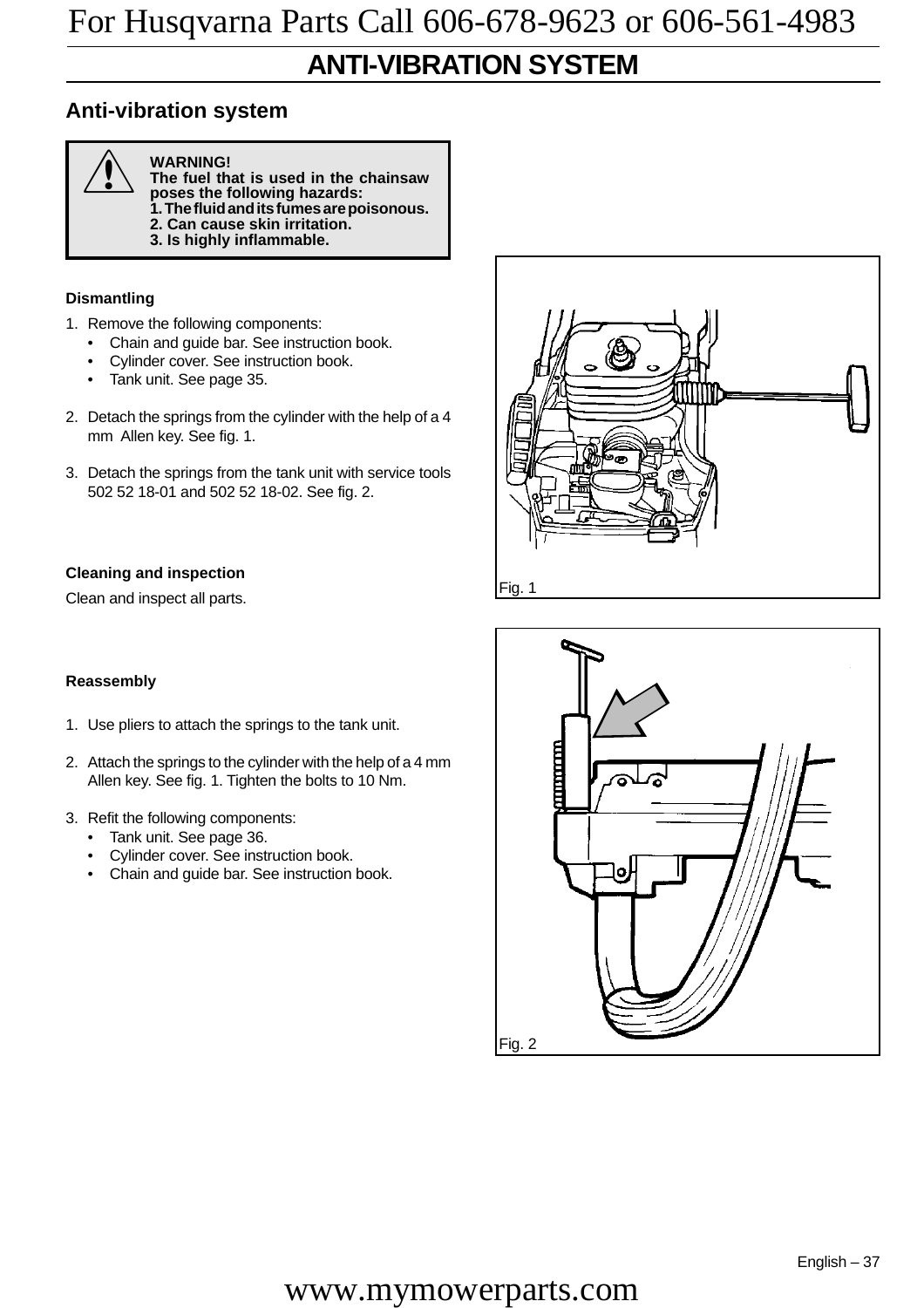# ANTI-VIBRATION SYSTEM

## Anti-vibration system

> **WARNING!**
> **The fuel that is used in the chainsaw poses the following hazards:**
> **1. The fluid and its fumes are poisonous.**
> **2. Can cause skin irritation.**
> **3. Is highly inflammable.**

### Dismantling

1. Remove the following components:
   - Chain and guide bar. See instruction book.
   - Cylinder cover. See instruction book.
   - Tank unit. See page 35.
2. Detach the springs from the cylinder with the help of a 4 mm Allen key. See fig. 1.
3. Detach the springs from the tank unit with service tools 502 52 18-01 and 502 52 18-02. See fig. 2.

Fig. 1

### Cleaning and inspection

Clean and inspect all parts.

### Reassembly

1. Use pliers to attach the springs to the tank unit.
2. Attach the springs to the cylinder with the help of a 4 mm Allen key. See fig. 1. Tighten the bolts to 10 Nm.
3. Refit the following components:
   - Tank unit. See page 36.
   - Cylinder cover. See instruction book.
   - Chain and guide bar. See instruction book.

Fig. 2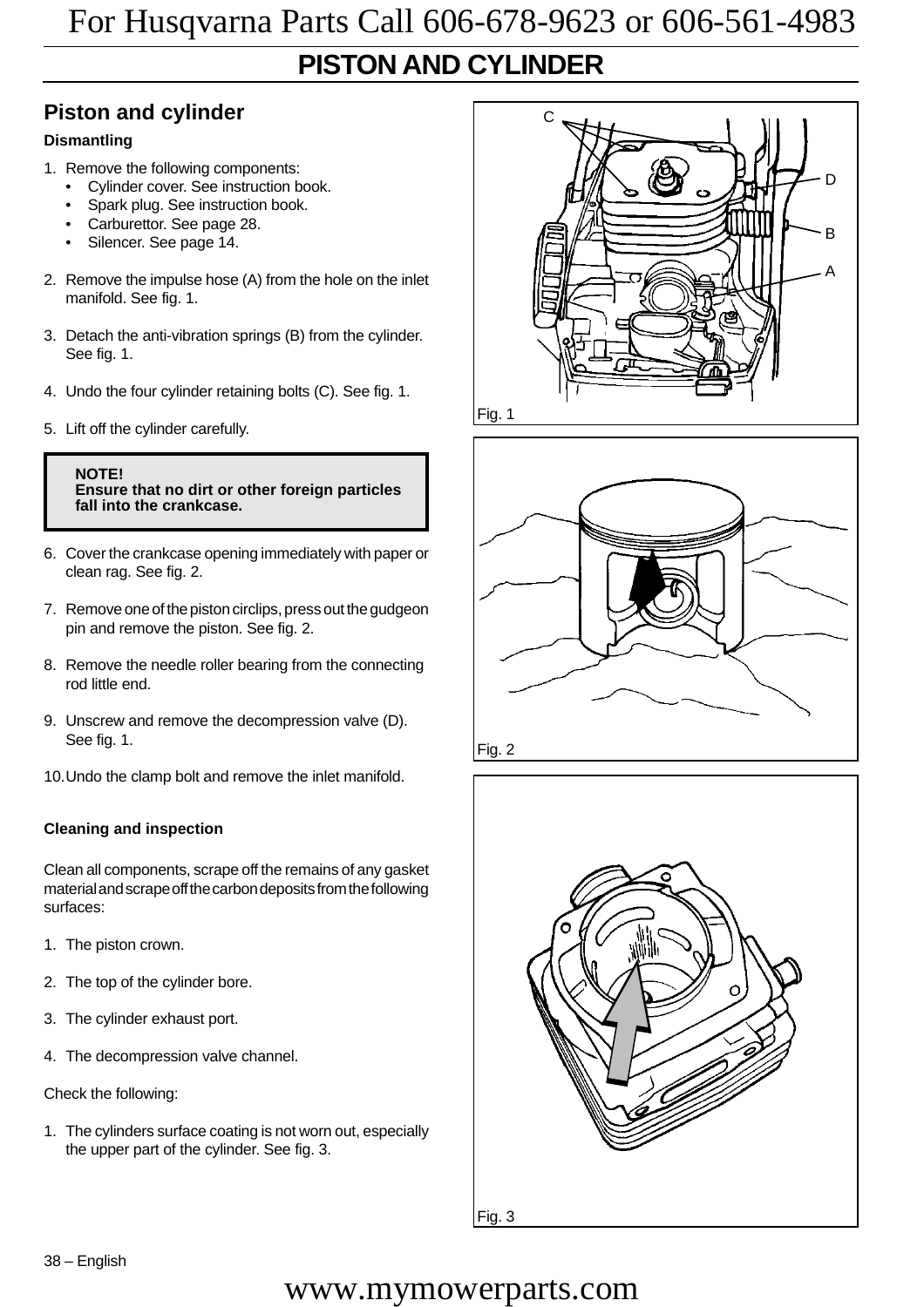# PISTON AND CYLINDER

## Piston and cylinder

**Dismantling**

1. Remove the following components:
   - Cylinder cover. See instruction book.
   - Spark plug. See instruction book.
   - Carburettor. See page 28.
   - Silencer. See page 14.

2. Remove the impulse hose (A) from the hole on the inlet manifold. See fig. 1.

3. Detach the anti-vibration springs (B) from the cylinder. See fig. 1.

4. Undo the four cylinder retaining bolts (C). See fig. 1.

5. Lift off the cylinder carefully.

> **NOTE!**
> **Ensure that no dirt or other foreign particles fall into the crankcase.**

6. Cover the crankcase opening immediately with paper or clean rag. See fig. 2.

7. Remove one of the piston circlips, press out the gudgeon pin and remove the piston. See fig. 2.

8. Remove the needle roller bearing from the connecting rod little end.

9. Unscrew and remove the decompression valve (D). See fig. 1.

10. Undo the clamp bolt and remove the inlet manifold.

**Cleaning and inspection**

Clean all components, scrape off the remains of any gasket material and scrape off the carbon deposits from the following surfaces:

1. The piston crown.

2. The top of the cylinder bore.

3. The cylinder exhaust port.

4. The decompression valve channel.

Check the following:

1. The cylinders surface coating is not worn out, especially the upper part of the cylinder. See fig. 3.

C D B A

Fig. 1

Fig. 2

Fig. 3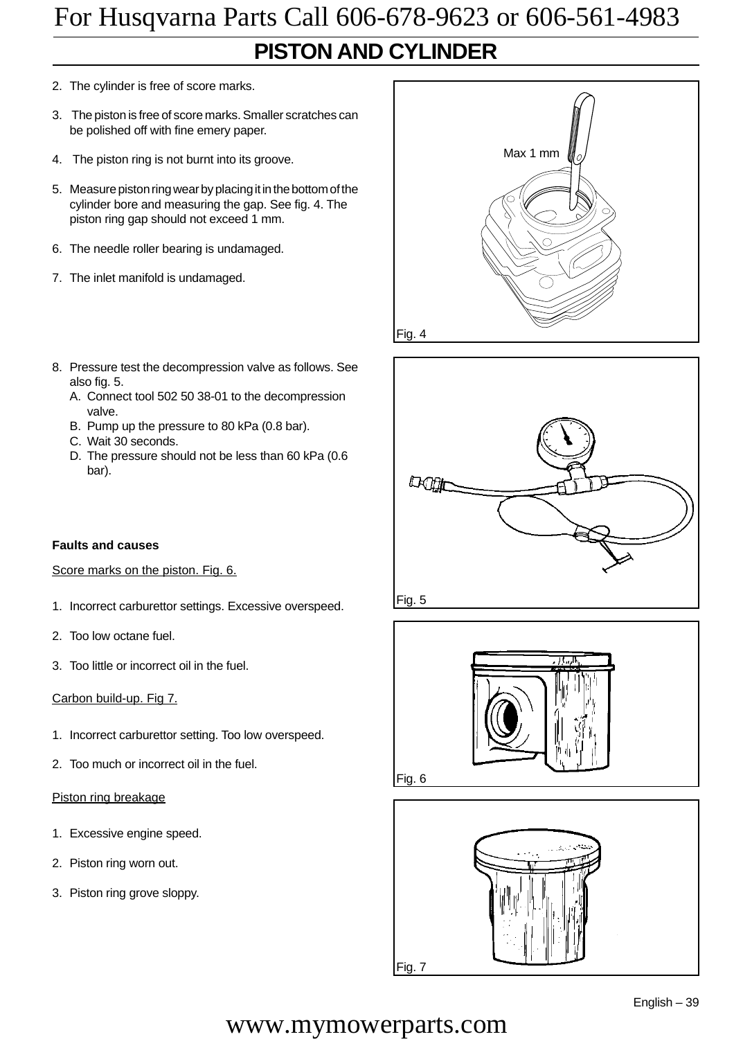# PISTON AND CYLINDER

2. The cylinder is free of score marks.

3. The piston is free of score marks. Smaller scratches can be polished off with fine emery paper.

4. The piston ring is not burnt into its groove.

5. Measure piston ring wear by placing it in the bottom of the cylinder bore and measuring the gap. See fig. 4. The piston ring gap should not exceed 1 mm.

6. The needle roller bearing is undamaged.

7. The inlet manifold is undamaged.

Max 1 mm

Fig. 4

8. Pressure test the decompression valve as follows. See also fig. 5.
   A. Connect tool 502 50 38-01 to the decompression valve.
   B. Pump up the pressure to 80 kPa (0.8 bar).
   C. Wait 30 seconds.
   D. The pressure should not be less than 60 kPa (0.6 bar).

Fig. 5

**Faults and causes**

Score marks on the piston. Fig. 6.

1. Incorrect carburettor settings. Excessive overspeed.

2. Too low octane fuel.

3. Too little or incorrect oil in the fuel.

Fig. 6

Carbon build-up. Fig 7.

1. Incorrect carburettor setting. Too low overspeed.

2. Too much or incorrect oil in the fuel.

Piston ring breakage

1. Excessive engine speed.

2. Piston ring worn out.

3. Piston ring grove sloppy.

Fig. 7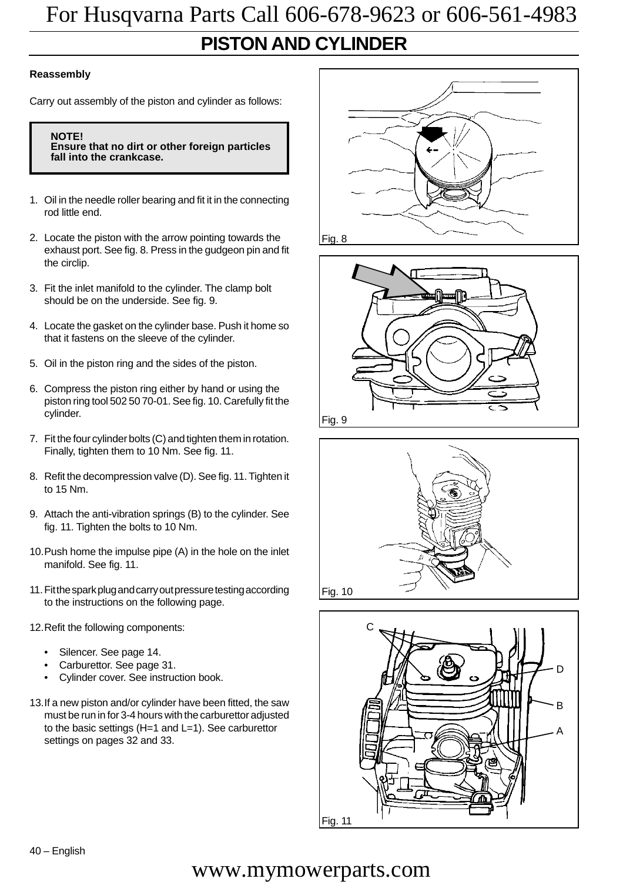# PISTON AND CYLINDER

**Reassembly**

Carry out assembly of the piston and cylinder as follows:

> **NOTE!**
> **Ensure that no dirt or other foreign particles fall into the crankcase.**

1. Oil in the needle roller bearing and fit it in the connecting rod little end.
2. Locate the piston with the arrow pointing towards the exhaust port. See fig. 8. Press in the gudgeon pin and fit the circlip.
3. Fit the inlet manifold to the cylinder. The clamp bolt should be on the underside. See fig. 9.
4. Locate the gasket on the cylinder base. Push it home so that it fastens on the sleeve of the cylinder.
5. Oil in the piston ring and the sides of the piston.
6. Compress the piston ring either by hand or using the piston ring tool 502 50 70-01. See fig. 10. Carefully fit the cylinder.
7. Fit the four cylinder bolts (C) and tighten them in rotation. Finally, tighten them to 10 Nm. See fig. 11.
8. Refit the decompression valve (D). See fig. 11. Tighten it to 15 Nm.
9. Attach the anti-vibration springs (B) to the cylinder. See fig. 11. Tighten the bolts to 10 Nm.
10. Push home the impulse pipe (A) in the hole on the inlet manifold. See fig. 11.
11. Fit the spark plug and carry out pressure testing according to the instructions on the following page.
12. Refit the following components:
    - Silencer. See page 14.
    - Carburettor. See page 31.
    - Cylinder cover. See instruction book.
13. If a new piston and/or cylinder have been fitted, the saw must be run in for 3-4 hours with the carburettor adjusted to the basic settings (H=1 and L=1). See carburettor settings on pages 32 and 33.

Fig. 8

Fig. 9

Fig. 10

C D B A

Fig. 11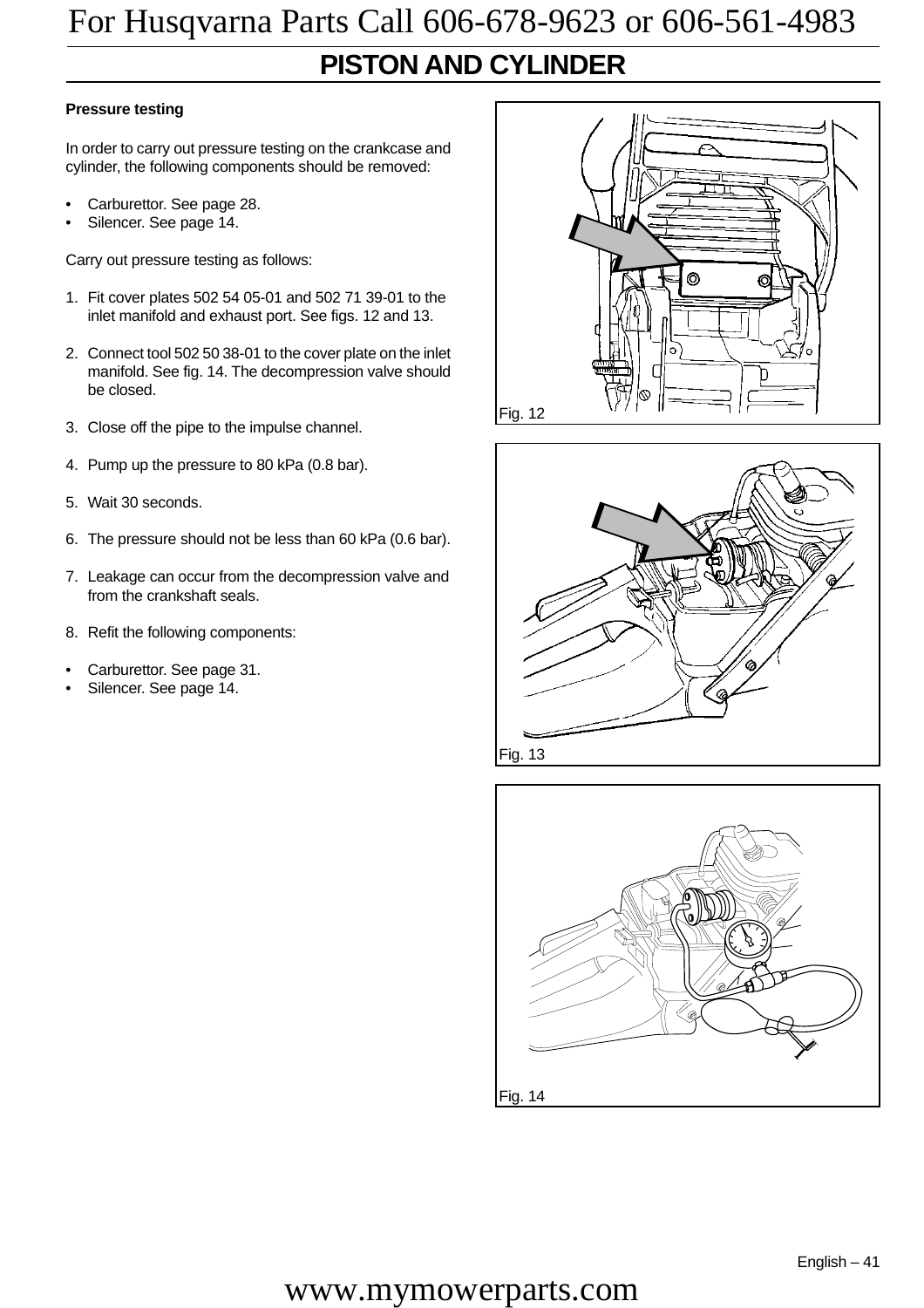# PISTON AND CYLINDER

**Pressure testing**

In order to carry out pressure testing on the crankcase and cylinder, the following components should be removed:

- Carburettor. See page 28.
- Silencer. See page 14.

Carry out pressure testing as follows:

1. Fit cover plates 502 54 05-01 and 502 71 39-01 to the inlet manifold and exhaust port. See figs. 12 and 13.
2. Connect tool 502 50 38-01 to the cover plate on the inlet manifold. See fig. 14. The decompression valve should be closed.
3. Close off the pipe to the impulse channel.
4. Pump up the pressure to 80 kPa (0.8 bar).
5. Wait 30 seconds.
6. The pressure should not be less than 60 kPa (0.6 bar).
7. Leakage can occur from the decompression valve and from the crankshaft seals.
8. Refit the following components:

- Carburettor. See page 31.
- Silencer. See page 14.

Fig. 12

Fig. 13

Fig. 14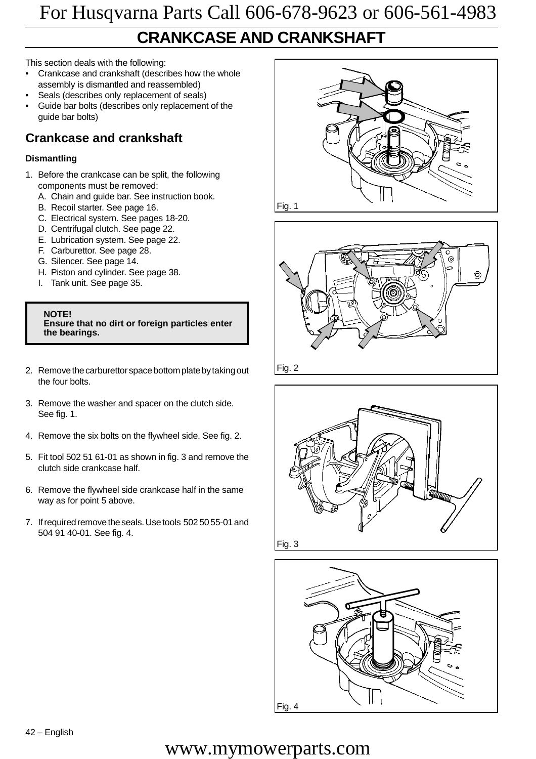# CRANKCASE AND CRANKSHAFT

This section deals with the following:

- Crankcase and crankshaft (describes how the whole assembly is dismantled and reassembled)
- Seals (describes only replacement of seals)
- Guide bar bolts (describes only replacement of the guide bar bolts)

## Crankcase and crankshaft

### Dismantling

1. Before the crankcase can be split, the following components must be removed:
   A. Chain and guide bar. See instruction book.
   B. Recoil starter. See page 16.
   C. Electrical system. See pages 18-20.
   D. Centrifugal clutch. See page 22.
   E. Lubrication system. See page 22.
   F. Carburettor. See page 28.
   G. Silencer. See page 14.
   H. Piston and cylinder. See page 38.
   I. Tank unit. See page 35.

> **NOTE!**
> **Ensure that no dirt or foreign particles enter the bearings.**

2. Remove the carburettor space bottom plate by taking out the four bolts.

3. Remove the washer and spacer on the clutch side. See fig. 1.

4. Remove the six bolts on the flywheel side. See fig. 2.

5. Fit tool 502 51 61-01 as shown in fig. 3 and remove the clutch side crankcase half.

6. Remove the flywheel side crankcase half in the same way as for point 5 above.

7. If required remove the seals. Use tools 502 50 55-01 and 504 91 40-01. See fig. 4.

Fig. 1

Fig. 2

Fig. 3

Fig. 4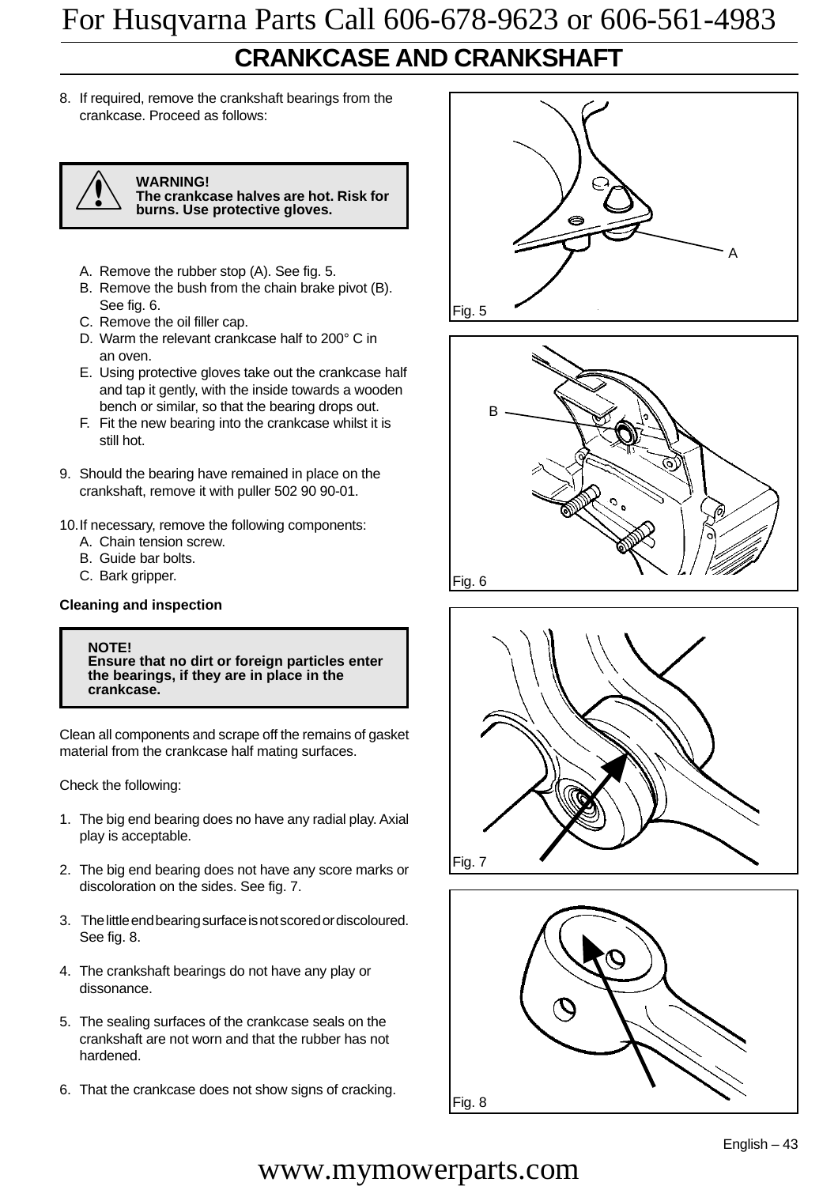# CRANKCASE AND CRANKSHAFT

8. If required, remove the crankshaft bearings from the crankcase. Proceed as follows:

> **WARNING!**
> **The crankcase halves are hot. Risk for burns. Use protective gloves.**

   A. Remove the rubber stop (A). See fig. 5.
   B. Remove the bush from the chain brake pivot (B). See fig. 6.
   C. Remove the oil filler cap.
   D. Warm the relevant crankcase half to 200° C in an oven.
   E. Using protective gloves take out the crankcase half and tap it gently, with the inside towards a wooden bench or similar, so that the bearing drops out.
   F. Fit the new bearing into the crankcase whilst it is still hot.

9. Should the bearing have remained in place on the crankshaft, remove it with puller 502 90 90-01.

10. If necessary, remove the following components:
   A. Chain tension screw.
   B. Guide bar bolts.
   C. Bark gripper.

**Cleaning and inspection**

> **NOTE!**
> **Ensure that no dirt or foreign particles enter the bearings, if they are in place in the crankcase.**

Clean all components and scrape off the remains of gasket material from the crankcase half mating surfaces.

Check the following:

1. The big end bearing does no have any radial play. Axial play is acceptable.

2. The big end bearing does not have any score marks or discoloration on the sides. See fig. 7.

3. The little end bearing surface is not scored or discoloured. See fig. 8.

4. The crankshaft bearings do not have any play or dissonance.

5. The sealing surfaces of the crankcase seals on the crankshaft are not worn and that the rubber has not hardened.

6. That the crankcase does not show signs of cracking.

A

Fig. 5

B

Fig. 6

Fig. 7

Fig. 8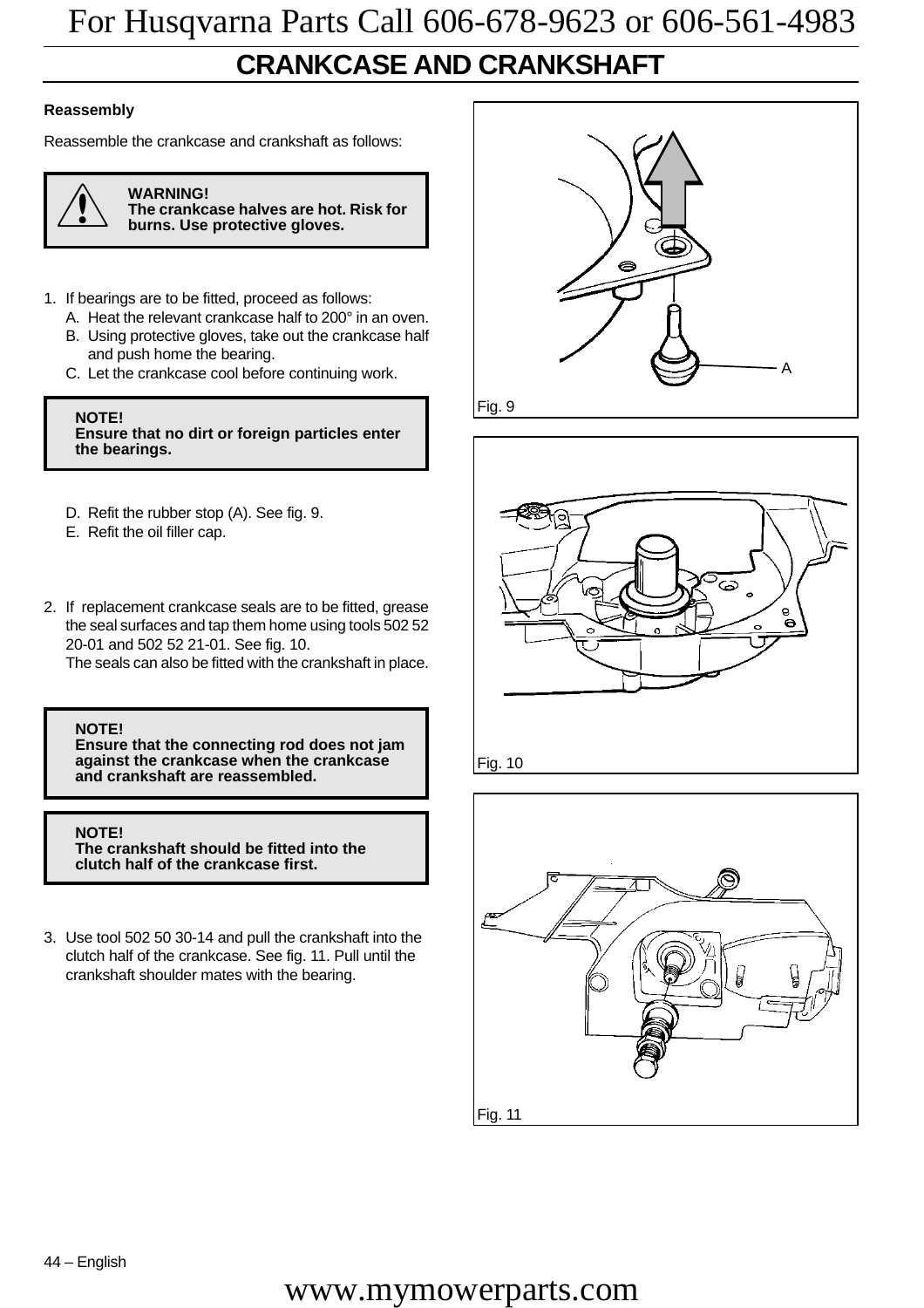# CRANKCASE AND CRANKSHAFT

**Reassembly**

Reassemble the crankcase and crankshaft as follows:

> **WARNING!**
> **The crankcase halves are hot. Risk for burns. Use protective gloves.**

1. If bearings are to be fitted, proceed as follows:
   A. Heat the relevant crankcase half to 200° in an oven.
   B. Using protective gloves, take out the crankcase half and push home the bearing.
   C. Let the crankcase cool before continuing work.

> **NOTE!**
> **Ensure that no dirt or foreign particles enter the bearings.**

   D. Refit the rubber stop (A). See fig. 9.
   E. Refit the oil filler cap.

2. If replacement crankcase seals are to be fitted, grease the seal surfaces and tap them home using tools 502 52 20-01 and 502 52 21-01. See fig. 10.
   The seals can also be fitted with the crankshaft in place.

> **NOTE!**
> **Ensure that the connecting rod does not jam against the crankcase when the crankcase and crankshaft are reassembled.**

> **NOTE!**
> **The crankshaft should be fitted into the clutch half of the crankcase first.**

3. Use tool 502 50 30-14 and pull the crankshaft into the clutch half of the crankcase. See fig. 11. Pull until the crankshaft shoulder mates with the bearing.

A

Fig. 9

Fig. 10

Fig. 11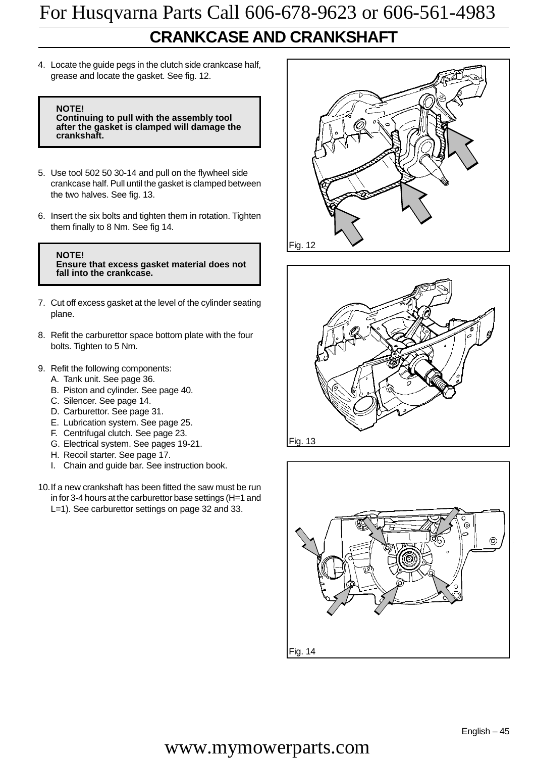## CRANKCASE AND CRANKSHAFT

4. Locate the guide pegs in the clutch side crankcase half, grease and locate the gasket. See fig. 12.

> **NOTE!**
> **Continuing to pull with the assembly tool after the gasket is clamped will damage the crankshaft.**

5. Use tool 502 50 30-14 and pull on the flywheel side crankcase half. Pull until the gasket is clamped between the two halves. See fig. 13.

6. Insert the six bolts and tighten them in rotation. Tighten them finally to 8 Nm. See fig 14.

> **NOTE!**
> **Ensure that excess gasket material does not fall into the crankcase.**

7. Cut off excess gasket at the level of the cylinder seating plane.

8. Refit the carburettor space bottom plate with the four bolts. Tighten to 5 Nm.

9. Refit the following components:
   A. Tank unit. See page 36.
   B. Piston and cylinder. See page 40.
   C. Silencer. See page 14.
   D. Carburettor. See page 31.
   E. Lubrication system. See page 25.
   F. Centrifugal clutch. See page 23.
   G. Electrical system. See pages 19-21.
   H. Recoil starter. See page 17.
   I. Chain and guide bar. See instruction book.

10. If a new crankshaft has been fitted the saw must be run in for 3-4 hours at the carburettor base settings (H=1 and L=1). See carburettor settings on page 32 and 33.

Fig. 12

Fig. 13

Fig. 14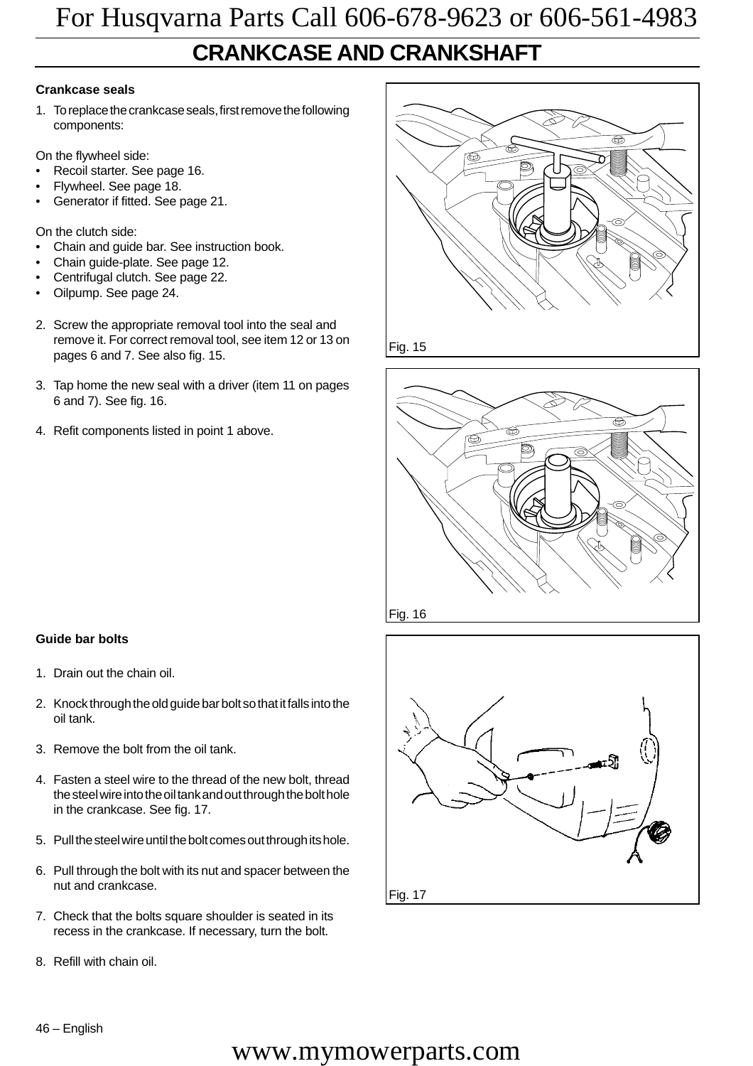# CRANKCASE AND CRANKSHAFT

### Crankcase seals

1. To replace the crankcase seals, first remove the following components:

On the flywheel side:

- Recoil starter. See page 16.
- Flywheel. See page 18.
- Generator if fitted. See page 21.

On the clutch side:

- Chain and guide bar. See instruction book.
- Chain guide-plate. See page 12.
- Centrifugal clutch. See page 22.
- Oilpump. See page 24.

2. Screw the appropriate removal tool into the seal and remove it. For correct removal tool, see item 12 or 13 on pages 6 and 7. See also fig. 15.
3. Tap home the new seal with a driver (item 11 on pages 6 and 7). See fig. 16.
4. Refit components listed in point 1 above.

Fig. 15

Fig. 16

### Guide bar bolts

1. Drain out the chain oil.
2. Knock through the old guide bar bolt so that it falls into the oil tank.
3. Remove the bolt from the oil tank.
4. Fasten a steel wire to the thread of the new bolt, thread the steel wire into the oil tank and out through the bolt hole in the crankcase. See fig. 17.
5. Pull the steel wire until the bolt comes out through its hole.
6. Pull through the bolt with its nut and spacer between the nut and crankcase.
7. Check that the bolts square shoulder is seated in its recess in the crankcase. If necessary, turn the bolt.
8. Refill with chain oil.

Fig. 17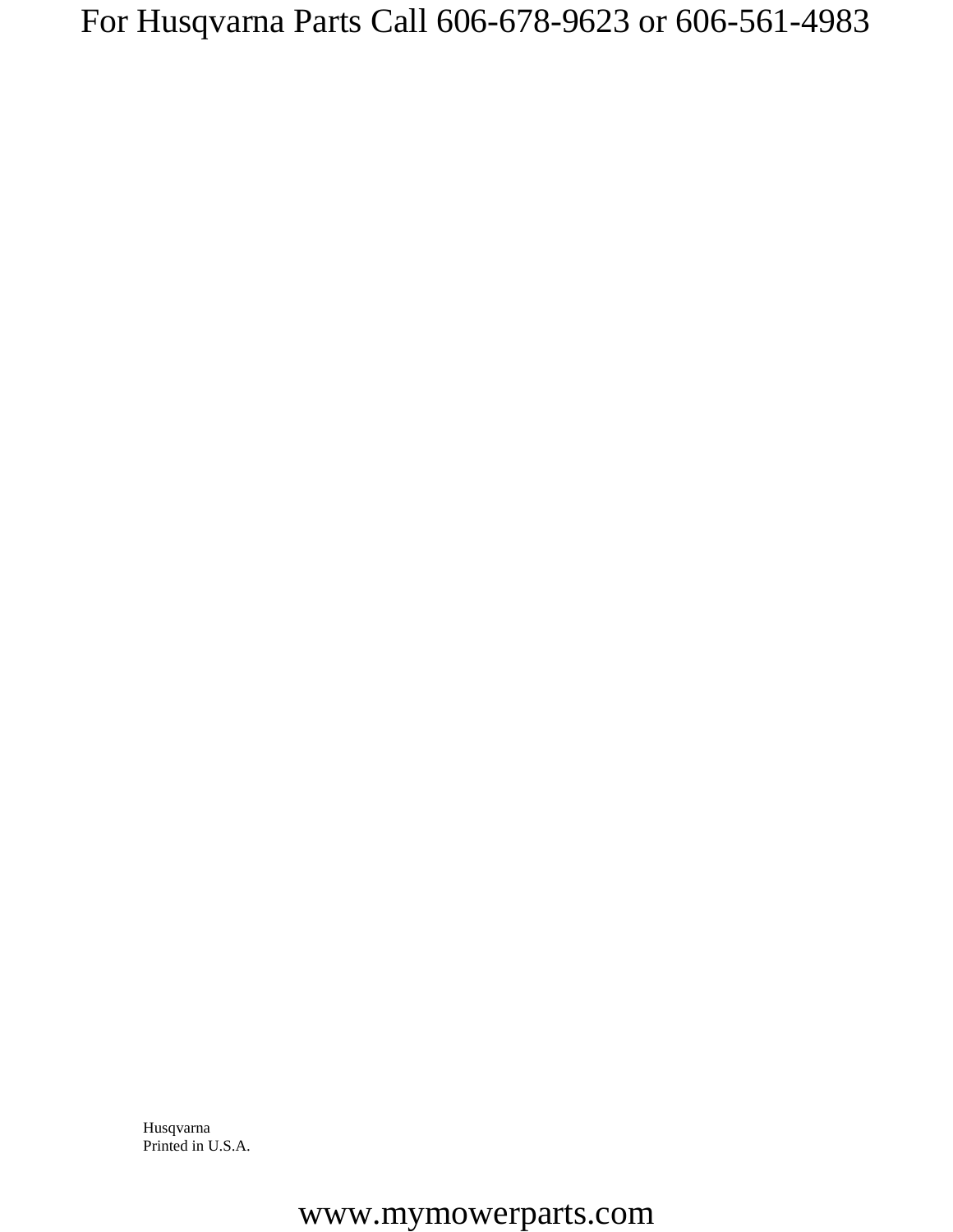Husqvarna
Printed in U.S.A.